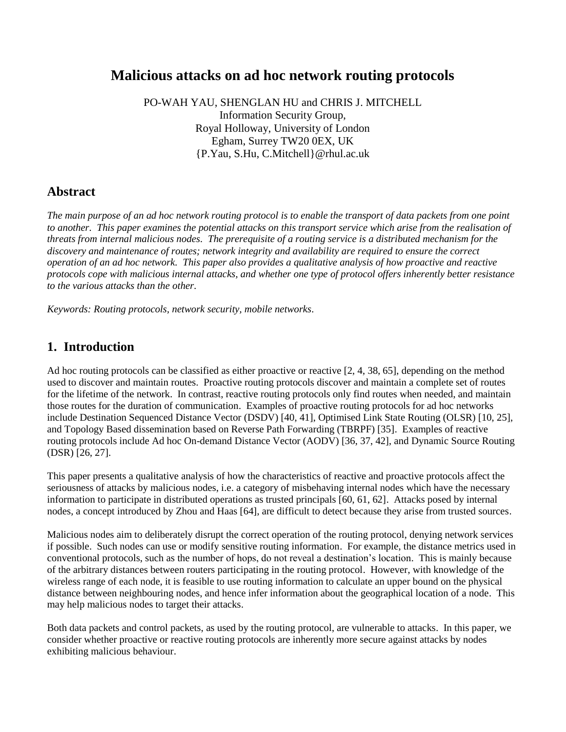# Malicious attacks on ad hoc network routing protocols

PO-WAH YAU, SHENGLAN HU and CHRIS J. MITCHELL
Information Security Group,
Royal Holloway, University of London
Egham, Surrey TW20 0EX, UK
{P.Yau, S.Hu, C.Mitchell}@rhul.ac.uk

## Abstract

*The main purpose of an ad hoc network routing protocol is to enable the transport of data packets from one point to another. This paper examines the potential attacks on this transport service which arise from the realisation of threats from internal malicious nodes. The prerequisite of a routing service is a distributed mechanism for the discovery and maintenance of routes; network integrity and availability are required to ensure the correct operation of an ad hoc network. This paper also provides a qualitative analysis of how proactive and reactive protocols cope with malicious internal attacks, and whether one type of protocol offers inherently better resistance to the various attacks than the other.*

*Keywords: Routing protocols, network security, mobile networks.*

## 1. Introduction

Ad hoc routing protocols can be classified as either proactive or reactive [2, 4, 38, 65], depending on the method used to discover and maintain routes. Proactive routing protocols discover and maintain a complete set of routes for the lifetime of the network. In contrast, reactive routing protocols only find routes when needed, and maintain those routes for the duration of communication. Examples of proactive routing protocols for ad hoc networks include Destination Sequenced Distance Vector (DSDV) [40, 41], Optimised Link State Routing (OLSR) [10, 25], and Topology Based dissemination based on Reverse Path Forwarding (TBRPF) [35]. Examples of reactive routing protocols include Ad hoc On-demand Distance Vector (AODV) [36, 37, 42], and Dynamic Source Routing (DSR) [26, 27].

This paper presents a qualitative analysis of how the characteristics of reactive and proactive protocols affect the seriousness of attacks by malicious nodes, i.e. a category of misbehaving internal nodes which have the necessary information to participate in distributed operations as trusted principals [60, 61, 62]. Attacks posed by internal nodes, a concept introduced by Zhou and Haas [64], are difficult to detect because they arise from trusted sources.

Malicious nodes aim to deliberately disrupt the correct operation of the routing protocol, denying network services if possible. Such nodes can use or modify sensitive routing information. For example, the distance metrics used in conventional protocols, such as the number of hops, do not reveal a destination's location. This is mainly because of the arbitrary distances between routers participating in the routing protocol. However, with knowledge of the wireless range of each node, it is feasible to use routing information to calculate an upper bound on the physical distance between neighbouring nodes, and hence infer information about the geographical location of a node. This may help malicious nodes to target their attacks.

Both data packets and control packets, as used by the routing protocol, are vulnerable to attacks. In this paper, we consider whether proactive or reactive routing protocols are inherently more secure against attacks by nodes exhibiting malicious behaviour.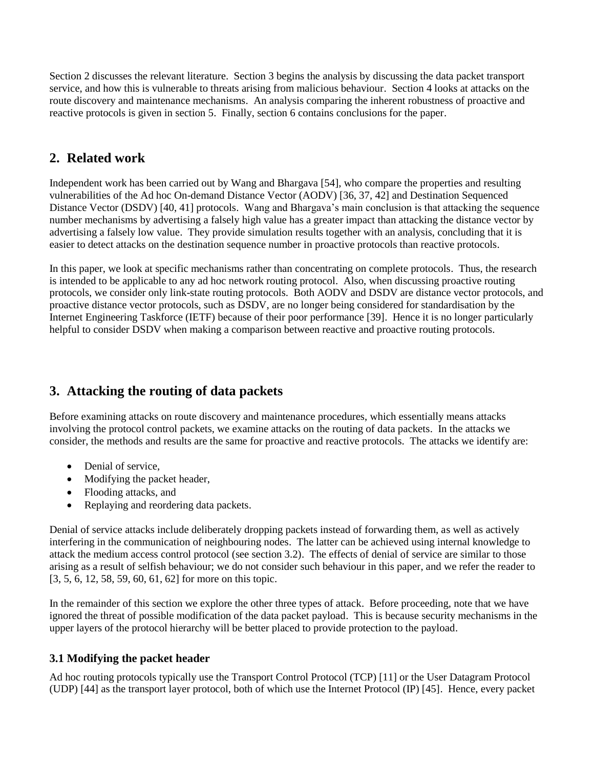Section 2 discusses the relevant literature. Section 3 begins the analysis by discussing the data packet transport service, and how this is vulnerable to threats arising from malicious behaviour. Section 4 looks at attacks on the route discovery and maintenance mechanisms. An analysis comparing the inherent robustness of proactive and reactive protocols is given in section 5. Finally, section 6 contains conclusions for the paper.

## 2. Related work

Independent work has been carried out by Wang and Bhargava [54], who compare the properties and resulting vulnerabilities of the Ad hoc On-demand Distance Vector (AODV) [36, 37, 42] and Destination Sequenced Distance Vector (DSDV) [40, 41] protocols. Wang and Bhargava's main conclusion is that attacking the sequence number mechanisms by advertising a falsely high value has a greater impact than attacking the distance vector by advertising a falsely low value. They provide simulation results together with an analysis, concluding that it is easier to detect attacks on the destination sequence number in proactive protocols than reactive protocols.

In this paper, we look at specific mechanisms rather than concentrating on complete protocols. Thus, the research is intended to be applicable to any ad hoc network routing protocol. Also, when discussing proactive routing protocols, we consider only link-state routing protocols. Both AODV and DSDV are distance vector protocols, and proactive distance vector protocols, such as DSDV, are no longer being considered for standardisation by the Internet Engineering Taskforce (IETF) because of their poor performance [39]. Hence it is no longer particularly helpful to consider DSDV when making a comparison between reactive and proactive routing protocols.

## 3. Attacking the routing of data packets

Before examining attacks on route discovery and maintenance procedures, which essentially means attacks involving the protocol control packets, we examine attacks on the routing of data packets. In the attacks we consider, the methods and results are the same for proactive and reactive protocols. The attacks we identify are:

- Denial of service,
- Modifying the packet header,
- Flooding attacks, and
- Replaying and reordering data packets.

Denial of service attacks include deliberately dropping packets instead of forwarding them, as well as actively interfering in the communication of neighbouring nodes. The latter can be achieved using internal knowledge to attack the medium access control protocol (see section 3.2). The effects of denial of service are similar to those arising as a result of selfish behaviour; we do not consider such behaviour in this paper, and we refer the reader to [3, 5, 6, 12, 58, 59, 60, 61, 62] for more on this topic.

In the remainder of this section we explore the other three types of attack. Before proceeding, note that we have ignored the threat of possible modification of the data packet payload. This is because security mechanisms in the upper layers of the protocol hierarchy will be better placed to provide protection to the payload.

### 3.1 Modifying the packet header

Ad hoc routing protocols typically use the Transport Control Protocol (TCP) [11] or the User Datagram Protocol (UDP) [44] as the transport layer protocol, both of which use the Internet Protocol (IP) [45]. Hence, every packet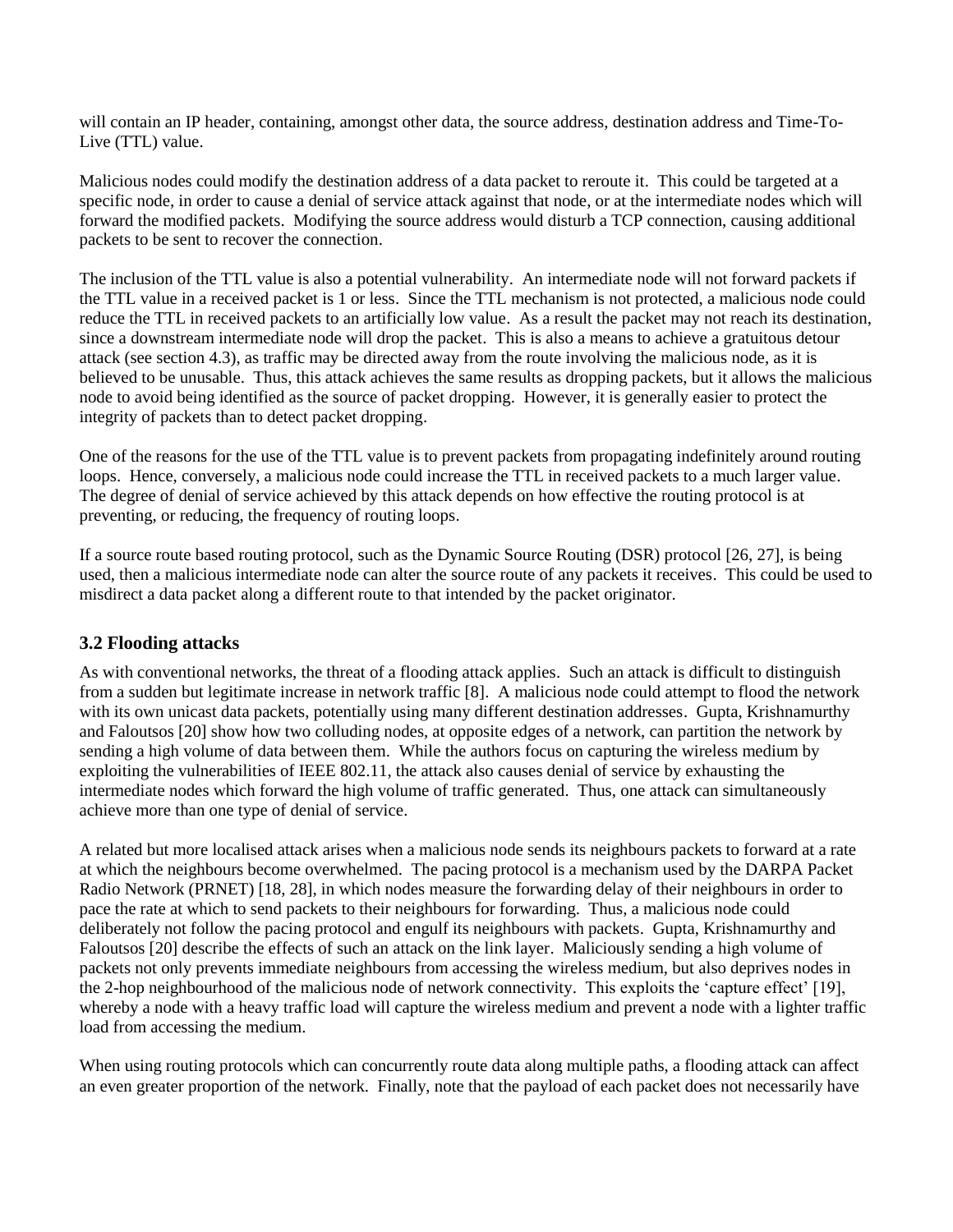will contain an IP header, containing, amongst other data, the source address, destination address and Time-To-Live (TTL) value.

Malicious nodes could modify the destination address of a data packet to reroute it. This could be targeted at a specific node, in order to cause a denial of service attack against that node, or at the intermediate nodes which will forward the modified packets. Modifying the source address would disturb a TCP connection, causing additional packets to be sent to recover the connection.

The inclusion of the TTL value is also a potential vulnerability. An intermediate node will not forward packets if the TTL value in a received packet is 1 or less. Since the TTL mechanism is not protected, a malicious node could reduce the TTL in received packets to an artificially low value. As a result the packet may not reach its destination, since a downstream intermediate node will drop the packet. This is also a means to achieve a gratuitous detour attack (see section 4.3), as traffic may be directed away from the route involving the malicious node, as it is believed to be unusable. Thus, this attack achieves the same results as dropping packets, but it allows the malicious node to avoid being identified as the source of packet dropping. However, it is generally easier to protect the integrity of packets than to detect packet dropping.

One of the reasons for the use of the TTL value is to prevent packets from propagating indefinitely around routing loops. Hence, conversely, a malicious node could increase the TTL in received packets to a much larger value. The degree of denial of service achieved by this attack depends on how effective the routing protocol is at preventing, or reducing, the frequency of routing loops.

If a source route based routing protocol, such as the Dynamic Source Routing (DSR) protocol [26, 27], is being used, then a malicious intermediate node can alter the source route of any packets it receives. This could be used to misdirect a data packet along a different route to that intended by the packet originator.

### 3.2 Flooding attacks

As with conventional networks, the threat of a flooding attack applies. Such an attack is difficult to distinguish from a sudden but legitimate increase in network traffic [8]. A malicious node could attempt to flood the network with its own unicast data packets, potentially using many different destination addresses. Gupta, Krishnamurthy and Faloutsos [20] show how two colluding nodes, at opposite edges of a network, can partition the network by sending a high volume of data between them. While the authors focus on capturing the wireless medium by exploiting the vulnerabilities of IEEE 802.11, the attack also causes denial of service by exhausting the intermediate nodes which forward the high volume of traffic generated. Thus, one attack can simultaneously achieve more than one type of denial of service.

A related but more localised attack arises when a malicious node sends its neighbours packets to forward at a rate at which the neighbours become overwhelmed. The pacing protocol is a mechanism used by the DARPA Packet Radio Network (PRNET) [18, 28], in which nodes measure the forwarding delay of their neighbours in order to pace the rate at which to send packets to their neighbours for forwarding. Thus, a malicious node could deliberately not follow the pacing protocol and engulf its neighbours with packets. Gupta, Krishnamurthy and Faloutsos [20] describe the effects of such an attack on the link layer. Maliciously sending a high volume of packets not only prevents immediate neighbours from accessing the wireless medium, but also deprives nodes in the 2-hop neighbourhood of the malicious node of network connectivity. This exploits the 'capture effect' [19], whereby a node with a heavy traffic load will capture the wireless medium and prevent a node with a lighter traffic load from accessing the medium.

When using routing protocols which can concurrently route data along multiple paths, a flooding attack can affect an even greater proportion of the network. Finally, note that the payload of each packet does not necessarily have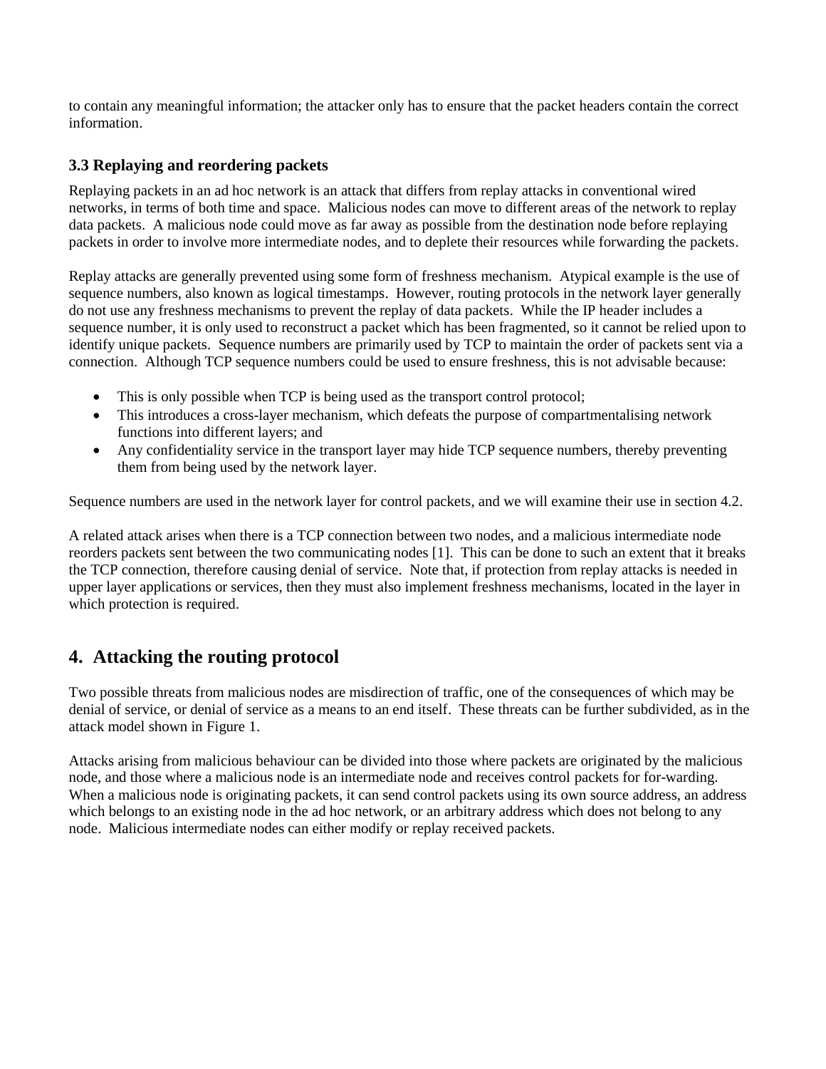to contain any meaningful information; the attacker only has to ensure that the packet headers contain the correct information.

### 3.3 Replaying and reordering packets

Replaying packets in an ad hoc network is an attack that differs from replay attacks in conventional wired networks, in terms of both time and space. Malicious nodes can move to different areas of the network to replay data packets. A malicious node could move as far away as possible from the destination node before replaying packets in order to involve more intermediate nodes, and to deplete their resources while forwarding the packets.

Replay attacks are generally prevented using some form of freshness mechanism. Atypical example is the use of sequence numbers, also known as logical timestamps. However, routing protocols in the network layer generally do not use any freshness mechanisms to prevent the replay of data packets. While the IP header includes a sequence number, it is only used to reconstruct a packet which has been fragmented, so it cannot be relied upon to identify unique packets. Sequence numbers are primarily used by TCP to maintain the order of packets sent via a connection. Although TCP sequence numbers could be used to ensure freshness, this is not advisable because:

- This is only possible when TCP is being used as the transport control protocol;
- This introduces a cross-layer mechanism, which defeats the purpose of compartmentalising network functions into different layers; and
- Any confidentiality service in the transport layer may hide TCP sequence numbers, thereby preventing them from being used by the network layer.

Sequence numbers are used in the network layer for control packets, and we will examine their use in section 4.2.

A related attack arises when there is a TCP connection between two nodes, and a malicious intermediate node reorders packets sent between the two communicating nodes [1]. This can be done to such an extent that it breaks the TCP connection, therefore causing denial of service. Note that, if protection from replay attacks is needed in upper layer applications or services, then they must also implement freshness mechanisms, located in the layer in which protection is required.

## 4. Attacking the routing protocol

Two possible threats from malicious nodes are misdirection of traffic, one of the consequences of which may be denial of service, or denial of service as a means to an end itself. These threats can be further subdivided, as in the attack model shown in Figure 1.

Attacks arising from malicious behaviour can be divided into those where packets are originated by the malicious node, and those where a malicious node is an intermediate node and receives control packets for for-warding. When a malicious node is originating packets, it can send control packets using its own source address, an address which belongs to an existing node in the ad hoc network, or an arbitrary address which does not belong to any node. Malicious intermediate nodes can either modify or replay received packets.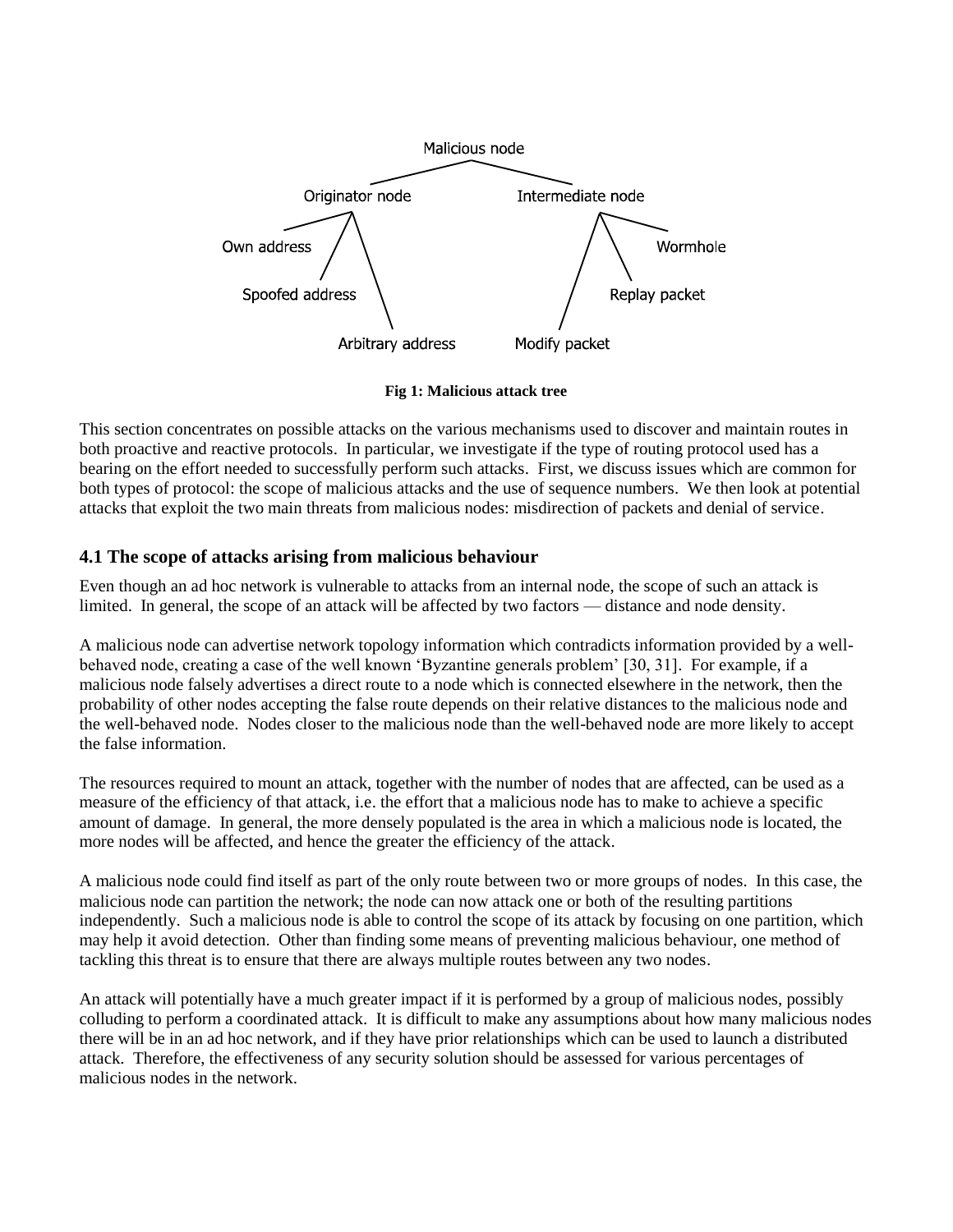Malicious node

Originator node | Intermediate node

Own address, Spoofed address, Arbitrary address | Modify packet, Replay packet, Wormhole

**Fig 1: Malicious attack tree**

This section concentrates on possible attacks on the various mechanisms used to discover and maintain routes in both proactive and reactive protocols. In particular, we investigate if the type of routing protocol used has a bearing on the effort needed to successfully perform such attacks. First, we discuss issues which are common for both types of protocol: the scope of malicious attacks and the use of sequence numbers. We then look at potential attacks that exploit the two main threats from malicious nodes: misdirection of packets and denial of service.

### 4.1 The scope of attacks arising from malicious behaviour

Even though an ad hoc network is vulnerable to attacks from an internal node, the scope of such an attack is limited. In general, the scope of an attack will be affected by two factors — distance and node density.

A malicious node can advertise network topology information which contradicts information provided by a well-behaved node, creating a case of the well known 'Byzantine generals problem' [30, 31]. For example, if a malicious node falsely advertises a direct route to a node which is connected elsewhere in the network, then the probability of other nodes accepting the false route depends on their relative distances to the malicious node and the well-behaved node. Nodes closer to the malicious node than the well-behaved node are more likely to accept the false information.

The resources required to mount an attack, together with the number of nodes that are affected, can be used as a measure of the efficiency of that attack, i.e. the effort that a malicious node has to make to achieve a specific amount of damage. In general, the more densely populated is the area in which a malicious node is located, the more nodes will be affected, and hence the greater the efficiency of the attack.

A malicious node could find itself as part of the only route between two or more groups of nodes. In this case, the malicious node can partition the network; the node can now attack one or both of the resulting partitions independently. Such a malicious node is able to control the scope of its attack by focusing on one partition, which may help it avoid detection. Other than finding some means of preventing malicious behaviour, one method of tackling this threat is to ensure that there are always multiple routes between any two nodes.

An attack will potentially have a much greater impact if it is performed by a group of malicious nodes, possibly colluding to perform a coordinated attack. It is difficult to make any assumptions about how many malicious nodes there will be in an ad hoc network, and if they have prior relationships which can be used to launch a distributed attack. Therefore, the effectiveness of any security solution should be assessed for various percentages of malicious nodes in the network.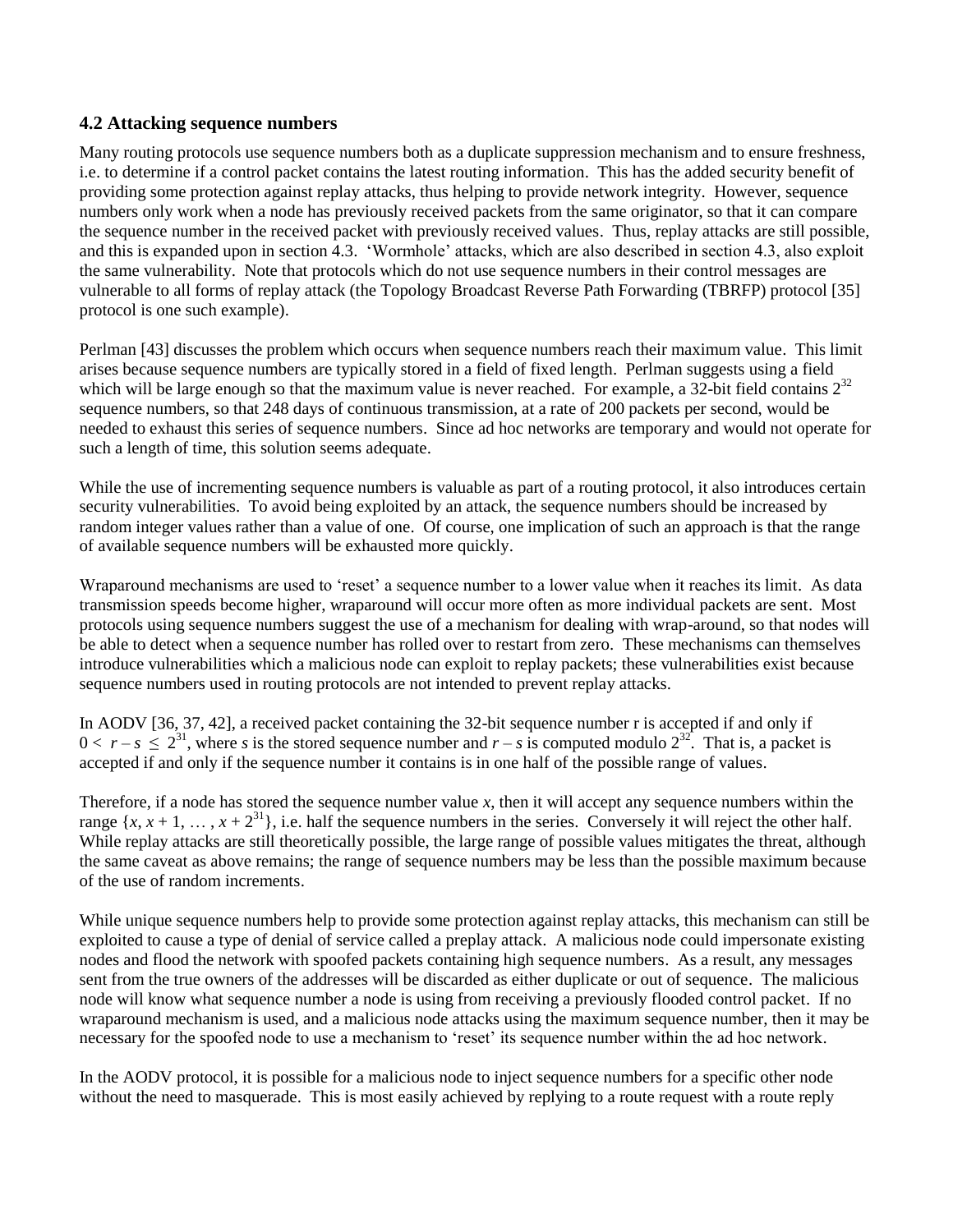### 4.2 Attacking sequence numbers

Many routing protocols use sequence numbers both as a duplicate suppression mechanism and to ensure freshness, i.e. to determine if a control packet contains the latest routing information. This has the added security benefit of providing some protection against replay attacks, thus helping to provide network integrity. However, sequence numbers only work when a node has previously received packets from the same originator, so that it can compare the sequence number in the received packet with previously received values. Thus, replay attacks are still possible, and this is expanded upon in section 4.3. 'Wormhole' attacks, which are also described in section 4.3, also exploit the same vulnerability. Note that protocols which do not use sequence numbers in their control messages are vulnerable to all forms of replay attack (the Topology Broadcast Reverse Path Forwarding (TBRFP) protocol [35] protocol is one such example).

Perlman [43] discusses the problem which occurs when sequence numbers reach their maximum value. This limit arises because sequence numbers are typically stored in a field of fixed length. Perlman suggests using a field which will be large enough so that the maximum value is never reached. For example, a 32-bit field contains $2^{32}$ sequence numbers, so that 248 days of continuous transmission, at a rate of 200 packets per second, would be needed to exhaust this series of sequence numbers. Since ad hoc networks are temporary and would not operate for such a length of time, this solution seems adequate.

While the use of incrementing sequence numbers is valuable as part of a routing protocol, it also introduces certain security vulnerabilities. To avoid being exploited by an attack, the sequence numbers should be increased by random integer values rather than a value of one. Of course, one implication of such an approach is that the range of available sequence numbers will be exhausted more quickly.

Wraparound mechanisms are used to 'reset' a sequence number to a lower value when it reaches its limit. As data transmission speeds become higher, wraparound will occur more often as more individual packets are sent. Most protocols using sequence numbers suggest the use of a mechanism for dealing with wrap-around, so that nodes will be able to detect when a sequence number has rolled over to restart from zero. These mechanisms can themselves introduce vulnerabilities which a malicious node can exploit to replay packets; these vulnerabilities exist because sequence numbers used in routing protocols are not intended to prevent replay attacks.

In AODV [36, 37, 42], a received packet containing the 32-bit sequence number r is accepted if and only if $0 < r - s \leq 2^{31}$, where $s$ is the stored sequence number and $r - s$ is computed modulo $2^{32}$. That is, a packet is accepted if and only if the sequence number it contains is in one half of the possible range of values.

Therefore, if a node has stored the sequence number value $x$, then it will accept any sequence numbers within the range $\{x, x + 1, \ldots, x + 2^{31}\}$, i.e. half the sequence numbers in the series. Conversely it will reject the other half. While replay attacks are still theoretically possible, the large range of possible values mitigates the threat, although the same caveat as above remains; the range of sequence numbers may be less than the possible maximum because of the use of random increments.

While unique sequence numbers help to provide some protection against replay attacks, this mechanism can still be exploited to cause a type of denial of service called a preplay attack. A malicious node could impersonate existing nodes and flood the network with spoofed packets containing high sequence numbers. As a result, any messages sent from the true owners of the addresses will be discarded as either duplicate or out of sequence. The malicious node will know what sequence number a node is using from receiving a previously flooded control packet. If no wraparound mechanism is used, and a malicious node attacks using the maximum sequence number, then it may be necessary for the spoofed node to use a mechanism to 'reset' its sequence number within the ad hoc network.

In the AODV protocol, it is possible for a malicious node to inject sequence numbers for a specific other node without the need to masquerade. This is most easily achieved by replying to a route request with a route reply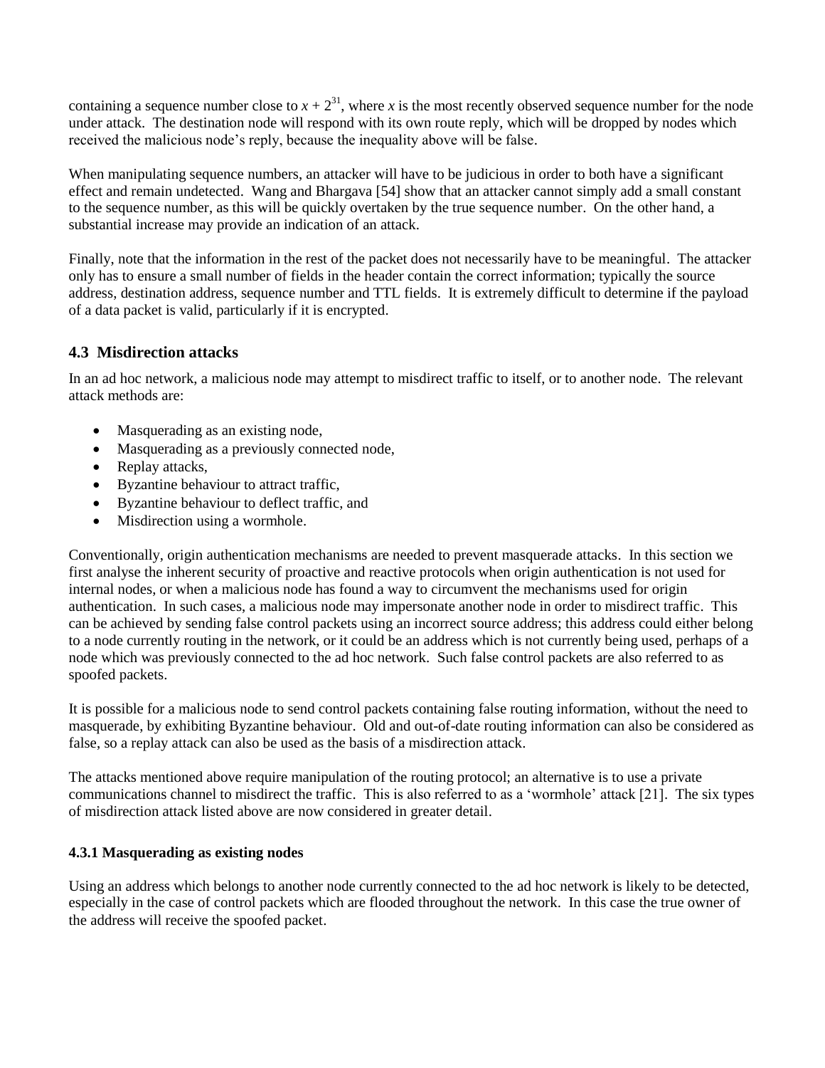containing a sequence number close to $x + 2^{31}$, where $x$ is the most recently observed sequence number for the node under attack. The destination node will respond with its own route reply, which will be dropped by nodes which received the malicious node's reply, because the inequality above will be false.

When manipulating sequence numbers, an attacker will have to be judicious in order to both have a significant effect and remain undetected. Wang and Bhargava [54] show that an attacker cannot simply add a small constant to the sequence number, as this will be quickly overtaken by the true sequence number. On the other hand, a substantial increase may provide an indication of an attack.

Finally, note that the information in the rest of the packet does not necessarily have to be meaningful. The attacker only has to ensure a small number of fields in the header contain the correct information; typically the source address, destination address, sequence number and TTL fields. It is extremely difficult to determine if the payload of a data packet is valid, particularly if it is encrypted.

## 4.3 Misdirection attacks

In an ad hoc network, a malicious node may attempt to misdirect traffic to itself, or to another node. The relevant attack methods are:

- Masquerading as an existing node,
- Masquerading as a previously connected node,
- Replay attacks,
- Byzantine behaviour to attract traffic,
- Byzantine behaviour to deflect traffic, and
- Misdirection using a wormhole.

Conventionally, origin authentication mechanisms are needed to prevent masquerade attacks. In this section we first analyse the inherent security of proactive and reactive protocols when origin authentication is not used for internal nodes, or when a malicious node has found a way to circumvent the mechanisms used for origin authentication. In such cases, a malicious node may impersonate another node in order to misdirect traffic. This can be achieved by sending false control packets using an incorrect source address; this address could either belong to a node currently routing in the network, or it could be an address which is not currently being used, perhaps of a node which was previously connected to the ad hoc network. Such false control packets are also referred to as spoofed packets.

It is possible for a malicious node to send control packets containing false routing information, without the need to masquerade, by exhibiting Byzantine behaviour. Old and out-of-date routing information can also be considered as false, so a replay attack can also be used as the basis of a misdirection attack.

The attacks mentioned above require manipulation of the routing protocol; an alternative is to use a private communications channel to misdirect the traffic. This is also referred to as a 'wormhole' attack [21]. The six types of misdirection attack listed above are now considered in greater detail.

### 4.3.1 Masquerading as existing nodes

Using an address which belongs to another node currently connected to the ad hoc network is likely to be detected, especially in the case of control packets which are flooded throughout the network. In this case the true owner of the address will receive the spoofed packet.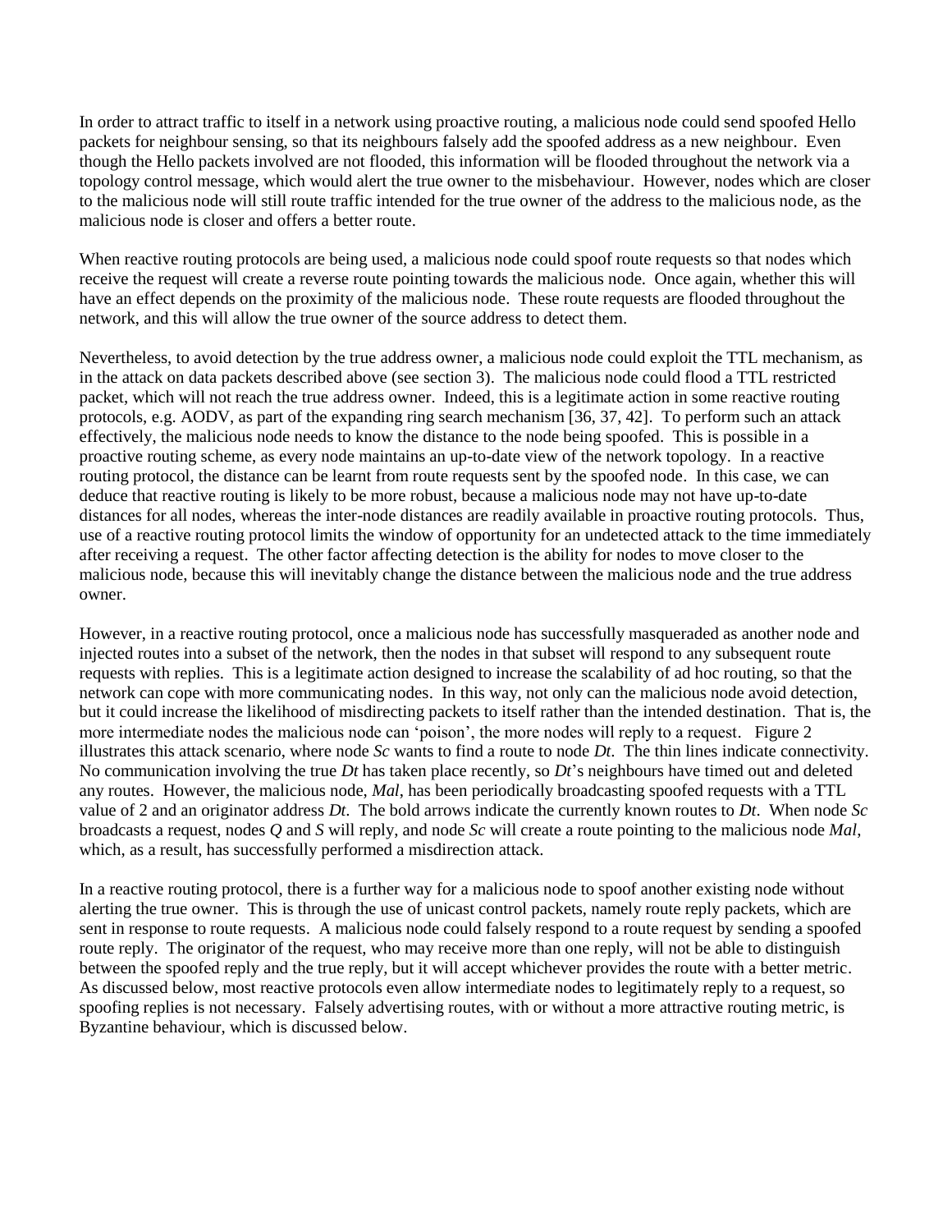In order to attract traffic to itself in a network using proactive routing, a malicious node could send spoofed Hello packets for neighbour sensing, so that its neighbours falsely add the spoofed address as a new neighbour. Even though the Hello packets involved are not flooded, this information will be flooded throughout the network via a topology control message, which would alert the true owner to the misbehaviour. However, nodes which are closer to the malicious node will still route traffic intended for the true owner of the address to the malicious node, as the malicious node is closer and offers a better route.

When reactive routing protocols are being used, a malicious node could spoof route requests so that nodes which receive the request will create a reverse route pointing towards the malicious node. Once again, whether this will have an effect depends on the proximity of the malicious node. These route requests are flooded throughout the network, and this will allow the true owner of the source address to detect them.

Nevertheless, to avoid detection by the true address owner, a malicious node could exploit the TTL mechanism, as in the attack on data packets described above (see section 3). The malicious node could flood a TTL restricted packet, which will not reach the true address owner. Indeed, this is a legitimate action in some reactive routing protocols, e.g. AODV, as part of the expanding ring search mechanism [36, 37, 42]. To perform such an attack effectively, the malicious node needs to know the distance to the node being spoofed. This is possible in a proactive routing scheme, as every node maintains an up-to-date view of the network topology. In a reactive routing protocol, the distance can be learnt from route requests sent by the spoofed node. In this case, we can deduce that reactive routing is likely to be more robust, because a malicious node may not have up-to-date distances for all nodes, whereas the inter-node distances are readily available in proactive routing protocols. Thus, use of a reactive routing protocol limits the window of opportunity for an undetected attack to the time immediately after receiving a request. The other factor affecting detection is the ability for nodes to move closer to the malicious node, because this will inevitably change the distance between the malicious node and the true address owner.

However, in a reactive routing protocol, once a malicious node has successfully masqueraded as another node and injected routes into a subset of the network, then the nodes in that subset will respond to any subsequent route requests with replies. This is a legitimate action designed to increase the scalability of ad hoc routing, so that the network can cope with more communicating nodes. In this way, not only can the malicious node avoid detection, but it could increase the likelihood of misdirecting packets to itself rather than the intended destination. That is, the more intermediate nodes the malicious node can 'poison', the more nodes will reply to a request. Figure 2 illustrates this attack scenario, where node *Sc* wants to find a route to node *Dt*. The thin lines indicate connectivity. No communication involving the true *Dt* has taken place recently, so *Dt*'s neighbours have timed out and deleted any routes. However, the malicious node, *Mal*, has been periodically broadcasting spoofed requests with a TTL value of 2 and an originator address *Dt*. The bold arrows indicate the currently known routes to *Dt*. When node *Sc* broadcasts a request, nodes *Q* and *S* will reply, and node *Sc* will create a route pointing to the malicious node *Mal*, which, as a result, has successfully performed a misdirection attack.

In a reactive routing protocol, there is a further way for a malicious node to spoof another existing node without alerting the true owner. This is through the use of unicast control packets, namely route reply packets, which are sent in response to route requests. A malicious node could falsely respond to a route request by sending a spoofed route reply. The originator of the request, who may receive more than one reply, will not be able to distinguish between the spoofed reply and the true reply, but it will accept whichever provides the route with a better metric. As discussed below, most reactive protocols even allow intermediate nodes to legitimately reply to a request, so spoofing replies is not necessary. Falsely advertising routes, with or without a more attractive routing metric, is Byzantine behaviour, which is discussed below.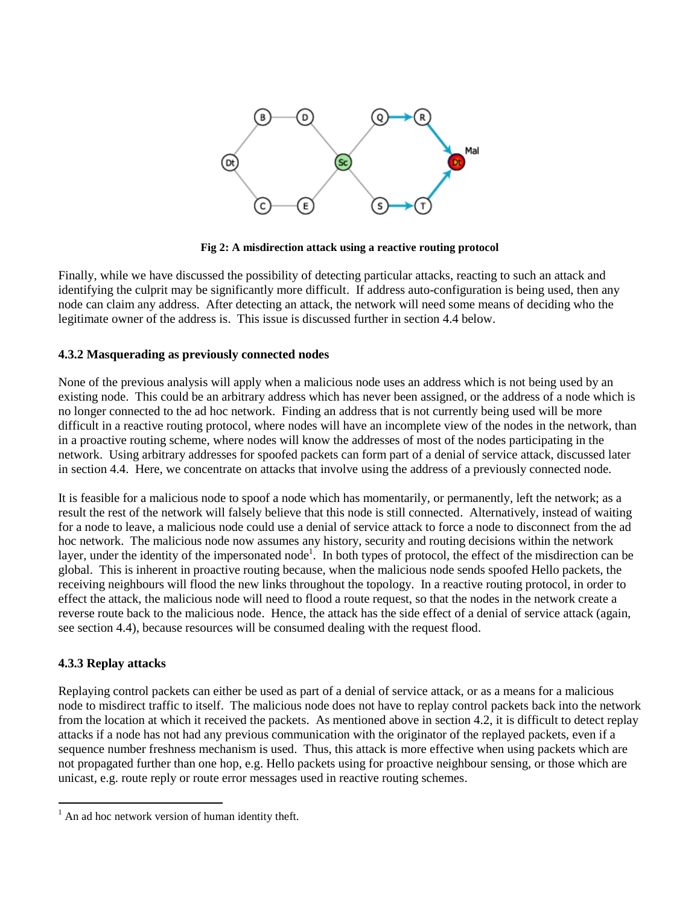Fig 2: A misdirection attack using a reactive routing protocol

Finally, while we have discussed the possibility of detecting particular attacks, reacting to such an attack and identifying the culprit may be significantly more difficult. If address auto-configuration is being used, then any node can claim any address. After detecting an attack, the network will need some means of deciding who the legitimate owner of the address is. This issue is discussed further in section 4.4 below.

### 4.3.2 Masquerading as previously connected nodes

None of the previous analysis will apply when a malicious node uses an address which is not being used by an existing node. This could be an arbitrary address which has never been assigned, or the address of a node which is no longer connected to the ad hoc network. Finding an address that is not currently being used will be more difficult in a reactive routing protocol, where nodes will have an incomplete view of the nodes in the network, than in a proactive routing scheme, where nodes will know the addresses of most of the nodes participating in the network. Using arbitrary addresses for spoofed packets can form part of a denial of service attack, discussed later in section 4.4. Here, we concentrate on attacks that involve using the address of a previously connected node.

It is feasible for a malicious node to spoof a node which has momentarily, or permanently, left the network; as a result the rest of the network will falsely believe that this node is still connected. Alternatively, instead of waiting for a node to leave, a malicious node could use a denial of service attack to force a node to disconnect from the ad hoc network. The malicious node now assumes any history, security and routing decisions within the network layer, under the identity of the impersonated node[1]. In both types of protocol, the effect of the misdirection can be global. This is inherent in proactive routing because, when the malicious node sends spoofed Hello packets, the receiving neighbours will flood the new links throughout the topology. In a reactive routing protocol, in order to effect the attack, the malicious node will need to flood a route request, so that the nodes in the network create a reverse route back to the malicious node. Hence, the attack has the side effect of a denial of service attack (again, see section 4.4), because resources will be consumed dealing with the request flood.

### 4.3.3 Replay attacks

Replaying control packets can either be used as part of a denial of service attack, or as a means for a malicious node to misdirect traffic to itself. The malicious node does not have to replay control packets back into the network from the location at which it received the packets. As mentioned above in section 4.2, it is difficult to detect replay attacks if a node has not had any previous communication with the originator of the replayed packets, even if a sequence number freshness mechanism is used. Thus, this attack is more effective when using packets which are not propagated further than one hop, e.g. Hello packets using for proactive neighbour sensing, or those which are unicast, e.g. route reply or route error messages used in reactive routing schemes.

[1] An ad hoc network version of human identity theft.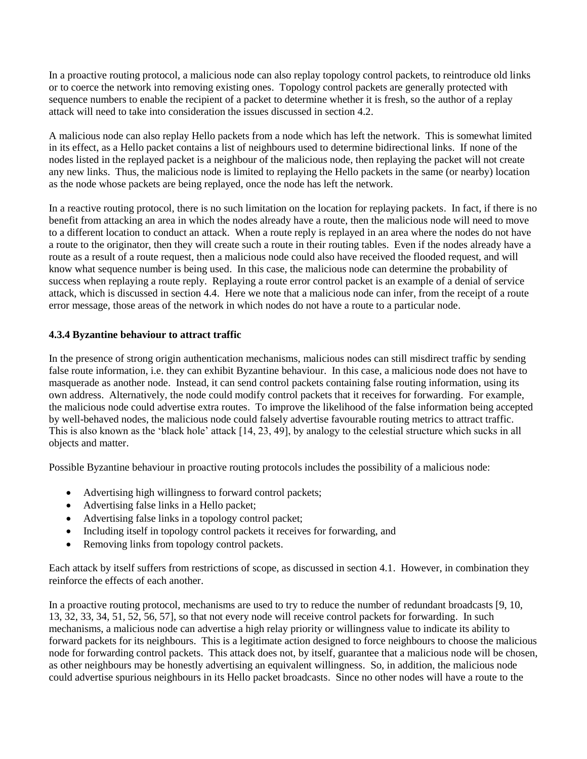In a proactive routing protocol, a malicious node can also replay topology control packets, to reintroduce old links or to coerce the network into removing existing ones. Topology control packets are generally protected with sequence numbers to enable the recipient of a packet to determine whether it is fresh, so the author of a replay attack will need to take into consideration the issues discussed in section 4.2.

A malicious node can also replay Hello packets from a node which has left the network. This is somewhat limited in its effect, as a Hello packet contains a list of neighbours used to determine bidirectional links. If none of the nodes listed in the replayed packet is a neighbour of the malicious node, then replaying the packet will not create any new links. Thus, the malicious node is limited to replaying the Hello packets in the same (or nearby) location as the node whose packets are being replayed, once the node has left the network.

In a reactive routing protocol, there is no such limitation on the location for replaying packets. In fact, if there is no benefit from attacking an area in which the nodes already have a route, then the malicious node will need to move to a different location to conduct an attack. When a route reply is replayed in an area where the nodes do not have a route to the originator, then they will create such a route in their routing tables. Even if the nodes already have a route as a result of a route request, then a malicious node could also have received the flooded request, and will know what sequence number is being used. In this case, the malicious node can determine the probability of success when replaying a route reply. Replaying a route error control packet is an example of a denial of service attack, which is discussed in section 4.4. Here we note that a malicious node can infer, from the receipt of a route error message, those areas of the network in which nodes do not have a route to a particular node.

#### 4.3.4 Byzantine behaviour to attract traffic

In the presence of strong origin authentication mechanisms, malicious nodes can still misdirect traffic by sending false route information, i.e. they can exhibit Byzantine behaviour. In this case, a malicious node does not have to masquerade as another node. Instead, it can send control packets containing false routing information, using its own address. Alternatively, the node could modify control packets that it receives for forwarding. For example, the malicious node could advertise extra routes. To improve the likelihood of the false information being accepted by well-behaved nodes, the malicious node could falsely advertise favourable routing metrics to attract traffic. This is also known as the 'black hole' attack [14, 23, 49], by analogy to the celestial structure which sucks in all objects and matter.

Possible Byzantine behaviour in proactive routing protocols includes the possibility of a malicious node:

- Advertising high willingness to forward control packets;
- Advertising false links in a Hello packet;
- Advertising false links in a topology control packet;
- Including itself in topology control packets it receives for forwarding, and
- Removing links from topology control packets.

Each attack by itself suffers from restrictions of scope, as discussed in section 4.1. However, in combination they reinforce the effects of each another.

In a proactive routing protocol, mechanisms are used to try to reduce the number of redundant broadcasts [9, 10, 13, 32, 33, 34, 51, 52, 56, 57], so that not every node will receive control packets for forwarding. In such mechanisms, a malicious node can advertise a high relay priority or willingness value to indicate its ability to forward packets for its neighbours. This is a legitimate action designed to force neighbours to choose the malicious node for forwarding control packets. This attack does not, by itself, guarantee that a malicious node will be chosen, as other neighbours may be honestly advertising an equivalent willingness. So, in addition, the malicious node could advertise spurious neighbours in its Hello packet broadcasts. Since no other nodes will have a route to the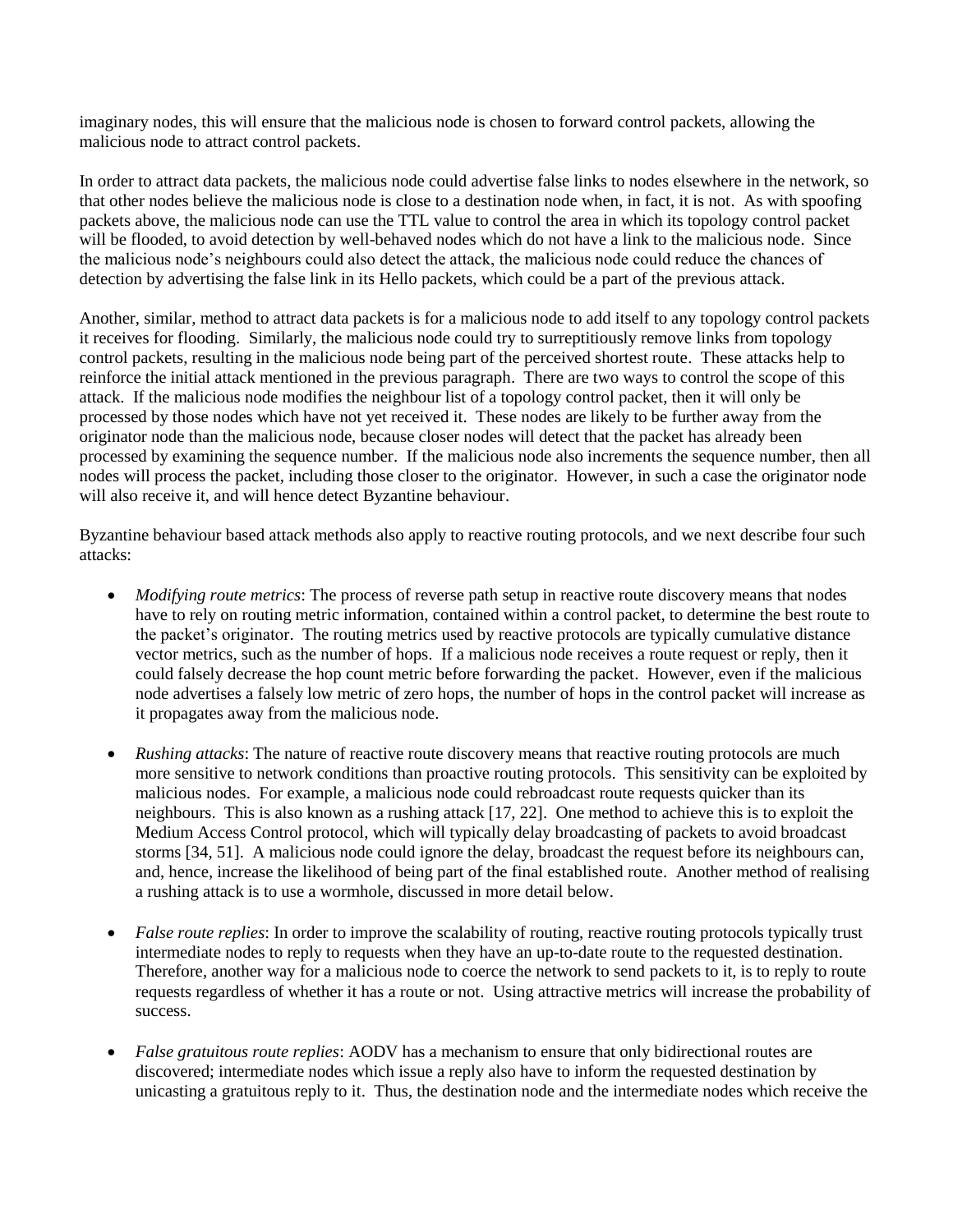imaginary nodes, this will ensure that the malicious node is chosen to forward control packets, allowing the malicious node to attract control packets.

In order to attract data packets, the malicious node could advertise false links to nodes elsewhere in the network, so that other nodes believe the malicious node is close to a destination node when, in fact, it is not. As with spoofing packets above, the malicious node can use the TTL value to control the area in which its topology control packet will be flooded, to avoid detection by well-behaved nodes which do not have a link to the malicious node. Since the malicious node's neighbours could also detect the attack, the malicious node could reduce the chances of detection by advertising the false link in its Hello packets, which could be a part of the previous attack.

Another, similar, method to attract data packets is for a malicious node to add itself to any topology control packets it receives for flooding. Similarly, the malicious node could try to surreptitiously remove links from topology control packets, resulting in the malicious node being part of the perceived shortest route. These attacks help to reinforce the initial attack mentioned in the previous paragraph. There are two ways to control the scope of this attack. If the malicious node modifies the neighbour list of a topology control packet, then it will only be processed by those nodes which have not yet received it. These nodes are likely to be further away from the originator node than the malicious node, because closer nodes will detect that the packet has already been processed by examining the sequence number. If the malicious node also increments the sequence number, then all nodes will process the packet, including those closer to the originator. However, in such a case the originator node will also receive it, and will hence detect Byzantine behaviour.

Byzantine behaviour based attack methods also apply to reactive routing protocols, and we next describe four such attacks:

- *Modifying route metrics*: The process of reverse path setup in reactive route discovery means that nodes have to rely on routing metric information, contained within a control packet, to determine the best route to the packet's originator. The routing metrics used by reactive protocols are typically cumulative distance vector metrics, such as the number of hops. If a malicious node receives a route request or reply, then it could falsely decrease the hop count metric before forwarding the packet. However, even if the malicious node advertises a falsely low metric of zero hops, the number of hops in the control packet will increase as it propagates away from the malicious node.

- *Rushing attacks*: The nature of reactive route discovery means that reactive routing protocols are much more sensitive to network conditions than proactive routing protocols. This sensitivity can be exploited by malicious nodes. For example, a malicious node could rebroadcast route requests quicker than its neighbours. This is also known as a rushing attack [17, 22]. One method to achieve this is to exploit the Medium Access Control protocol, which will typically delay broadcasting of packets to avoid broadcast storms [34, 51]. A malicious node could ignore the delay, broadcast the request before its neighbours can, and, hence, increase the likelihood of being part of the final established route. Another method of realising a rushing attack is to use a wormhole, discussed in more detail below.

- *False route replies*: In order to improve the scalability of routing, reactive routing protocols typically trust intermediate nodes to reply to requests when they have an up-to-date route to the requested destination. Therefore, another way for a malicious node to coerce the network to send packets to it, is to reply to route requests regardless of whether it has a route or not. Using attractive metrics will increase the probability of success.

- *False gratuitous route replies*: AODV has a mechanism to ensure that only bidirectional routes are discovered; intermediate nodes which issue a reply also have to inform the requested destination by unicasting a gratuitous reply to it. Thus, the destination node and the intermediate nodes which receive the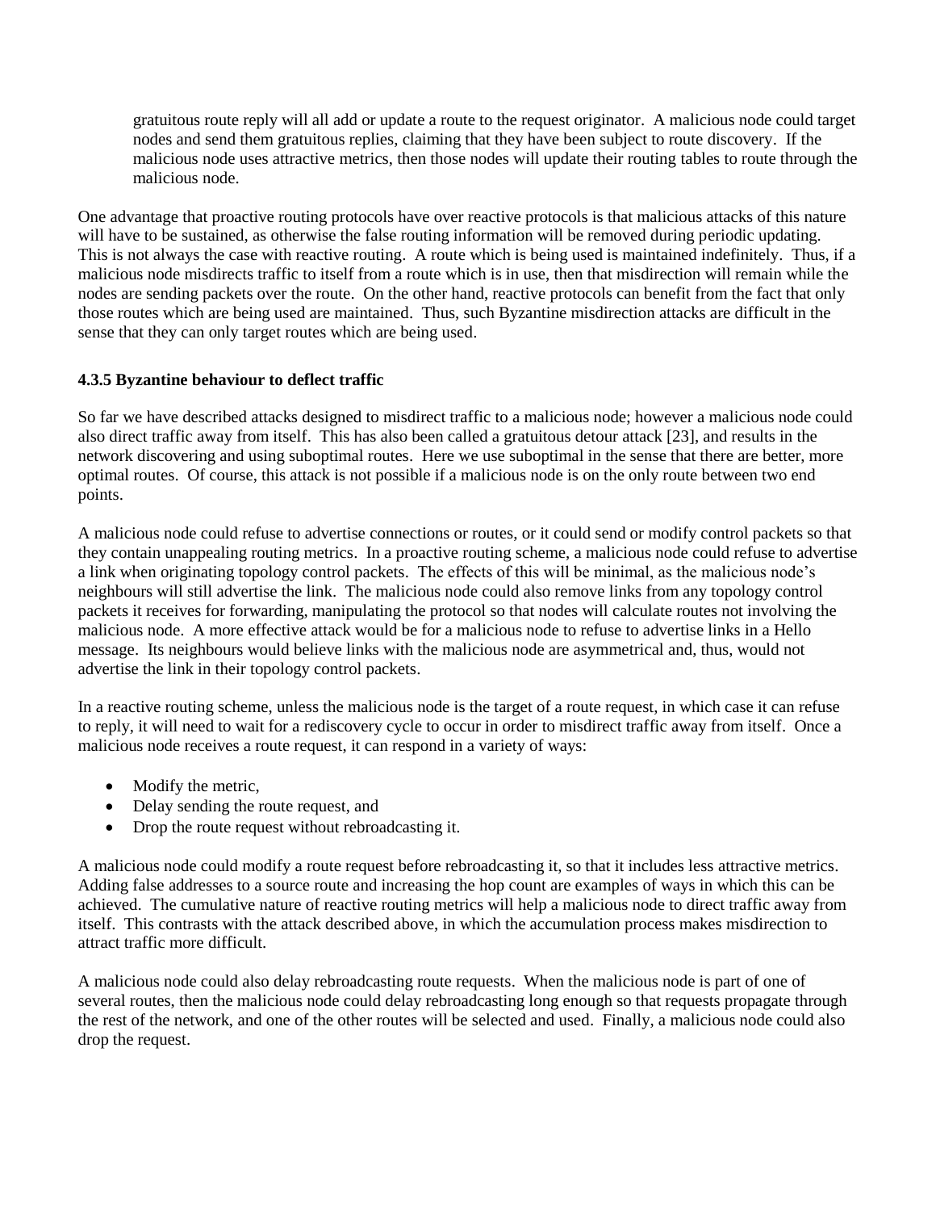gratuitous route reply will all add or update a route to the request originator. A malicious node could target nodes and send them gratuitous replies, claiming that they have been subject to route discovery. If the malicious node uses attractive metrics, then those nodes will update their routing tables to route through the malicious node.

One advantage that proactive routing protocols have over reactive protocols is that malicious attacks of this nature will have to be sustained, as otherwise the false routing information will be removed during periodic updating. This is not always the case with reactive routing. A route which is being used is maintained indefinitely. Thus, if a malicious node misdirects traffic to itself from a route which is in use, then that misdirection will remain while the nodes are sending packets over the route. On the other hand, reactive protocols can benefit from the fact that only those routes which are being used are maintained. Thus, such Byzantine misdirection attacks are difficult in the sense that they can only target routes which are being used.

### 4.3.5 Byzantine behaviour to deflect traffic

So far we have described attacks designed to misdirect traffic to a malicious node; however a malicious node could also direct traffic away from itself. This has also been called a gratuitous detour attack [23], and results in the network discovering and using suboptimal routes. Here we use suboptimal in the sense that there are better, more optimal routes. Of course, this attack is not possible if a malicious node is on the only route between two end points.

A malicious node could refuse to advertise connections or routes, or it could send or modify control packets so that they contain unappealing routing metrics. In a proactive routing scheme, a malicious node could refuse to advertise a link when originating topology control packets. The effects of this will be minimal, as the malicious node's neighbours will still advertise the link. The malicious node could also remove links from any topology control packets it receives for forwarding, manipulating the protocol so that nodes will calculate routes not involving the malicious node. A more effective attack would be for a malicious node to refuse to advertise links in a Hello message. Its neighbours would believe links with the malicious node are asymmetrical and, thus, would not advertise the link in their topology control packets.

In a reactive routing scheme, unless the malicious node is the target of a route request, in which case it can refuse to reply, it will need to wait for a rediscovery cycle to occur in order to misdirect traffic away from itself. Once a malicious node receives a route request, it can respond in a variety of ways:

- Modify the metric,
- Delay sending the route request, and
- Drop the route request without rebroadcasting it.

A malicious node could modify a route request before rebroadcasting it, so that it includes less attractive metrics. Adding false addresses to a source route and increasing the hop count are examples of ways in which this can be achieved. The cumulative nature of reactive routing metrics will help a malicious node to direct traffic away from itself. This contrasts with the attack described above, in which the accumulation process makes misdirection to attract traffic more difficult.

A malicious node could also delay rebroadcasting route requests. When the malicious node is part of one of several routes, then the malicious node could delay rebroadcasting long enough so that requests propagate through the rest of the network, and one of the other routes will be selected and used. Finally, a malicious node could also drop the request.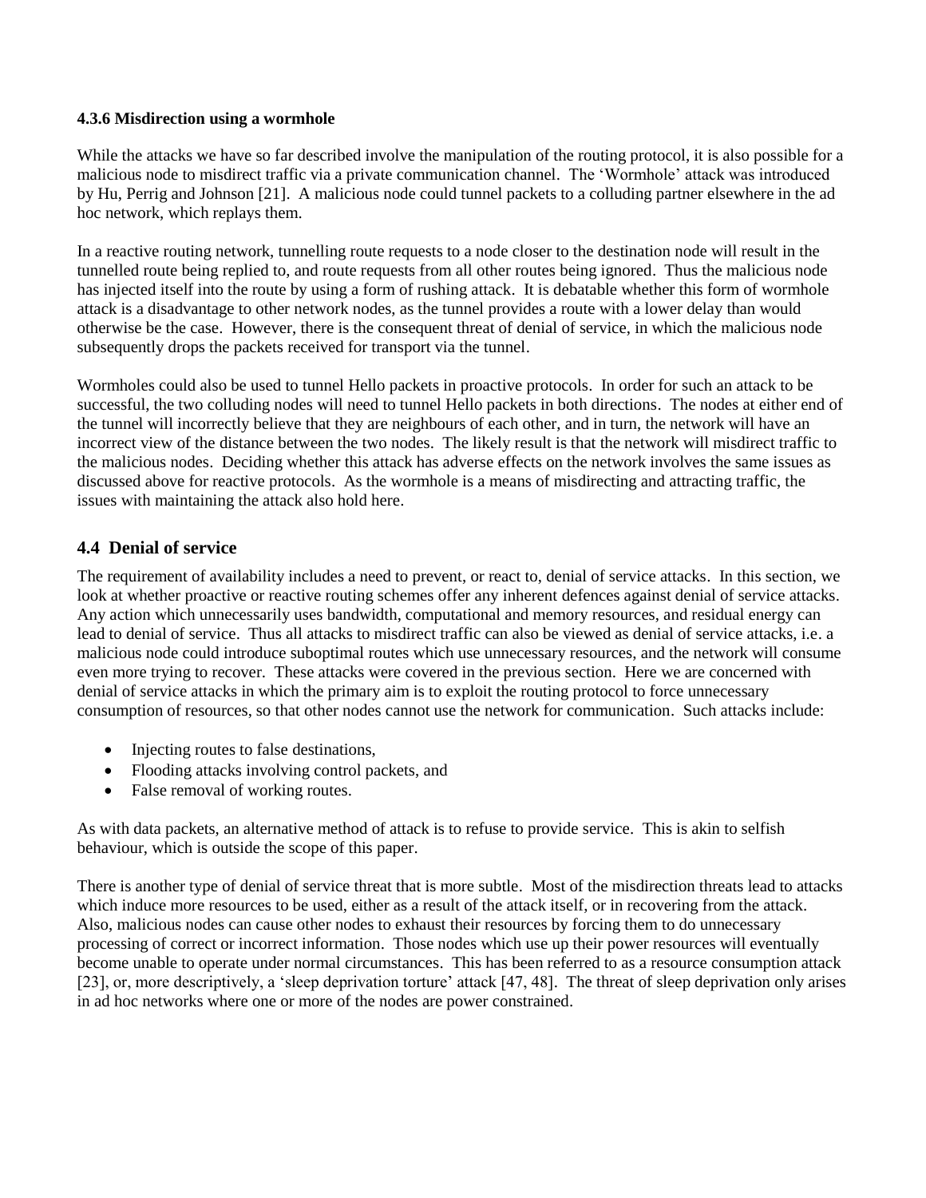#### 4.3.6 Misdirection using a wormhole

While the attacks we have so far described involve the manipulation of the routing protocol, it is also possible for a malicious node to misdirect traffic via a private communication channel. The 'Wormhole' attack was introduced by Hu, Perrig and Johnson [21]. A malicious node could tunnel packets to a colluding partner elsewhere in the ad hoc network, which replays them.

In a reactive routing network, tunnelling route requests to a node closer to the destination node will result in the tunnelled route being replied to, and route requests from all other routes being ignored. Thus the malicious node has injected itself into the route by using a form of rushing attack. It is debatable whether this form of wormhole attack is a disadvantage to other network nodes, as the tunnel provides a route with a lower delay than would otherwise be the case. However, there is the consequent threat of denial of service, in which the malicious node subsequently drops the packets received for transport via the tunnel.

Wormholes could also be used to tunnel Hello packets in proactive protocols. In order for such an attack to be successful, the two colluding nodes will need to tunnel Hello packets in both directions. The nodes at either end of the tunnel will incorrectly believe that they are neighbours of each other, and in turn, the network will have an incorrect view of the distance between the two nodes. The likely result is that the network will misdirect traffic to the malicious nodes. Deciding whether this attack has adverse effects on the network involves the same issues as discussed above for reactive protocols. As the wormhole is a means of misdirecting and attracting traffic, the issues with maintaining the attack also hold here.

## 4.4 Denial of service

The requirement of availability includes a need to prevent, or react to, denial of service attacks. In this section, we look at whether proactive or reactive routing schemes offer any inherent defences against denial of service attacks. Any action which unnecessarily uses bandwidth, computational and memory resources, and residual energy can lead to denial of service. Thus all attacks to misdirect traffic can also be viewed as denial of service attacks, i.e. a malicious node could introduce suboptimal routes which use unnecessary resources, and the network will consume even more trying to recover. These attacks were covered in the previous section. Here we are concerned with denial of service attacks in which the primary aim is to exploit the routing protocol to force unnecessary consumption of resources, so that other nodes cannot use the network for communication. Such attacks include:

- Injecting routes to false destinations,
- Flooding attacks involving control packets, and
- False removal of working routes.

As with data packets, an alternative method of attack is to refuse to provide service. This is akin to selfish behaviour, which is outside the scope of this paper.

There is another type of denial of service threat that is more subtle. Most of the misdirection threats lead to attacks which induce more resources to be used, either as a result of the attack itself, or in recovering from the attack. Also, malicious nodes can cause other nodes to exhaust their resources by forcing them to do unnecessary processing of correct or incorrect information. Those nodes which use up their power resources will eventually become unable to operate under normal circumstances. This has been referred to as a resource consumption attack [23], or, more descriptively, a 'sleep deprivation torture' attack [47, 48]. The threat of sleep deprivation only arises in ad hoc networks where one or more of the nodes are power constrained.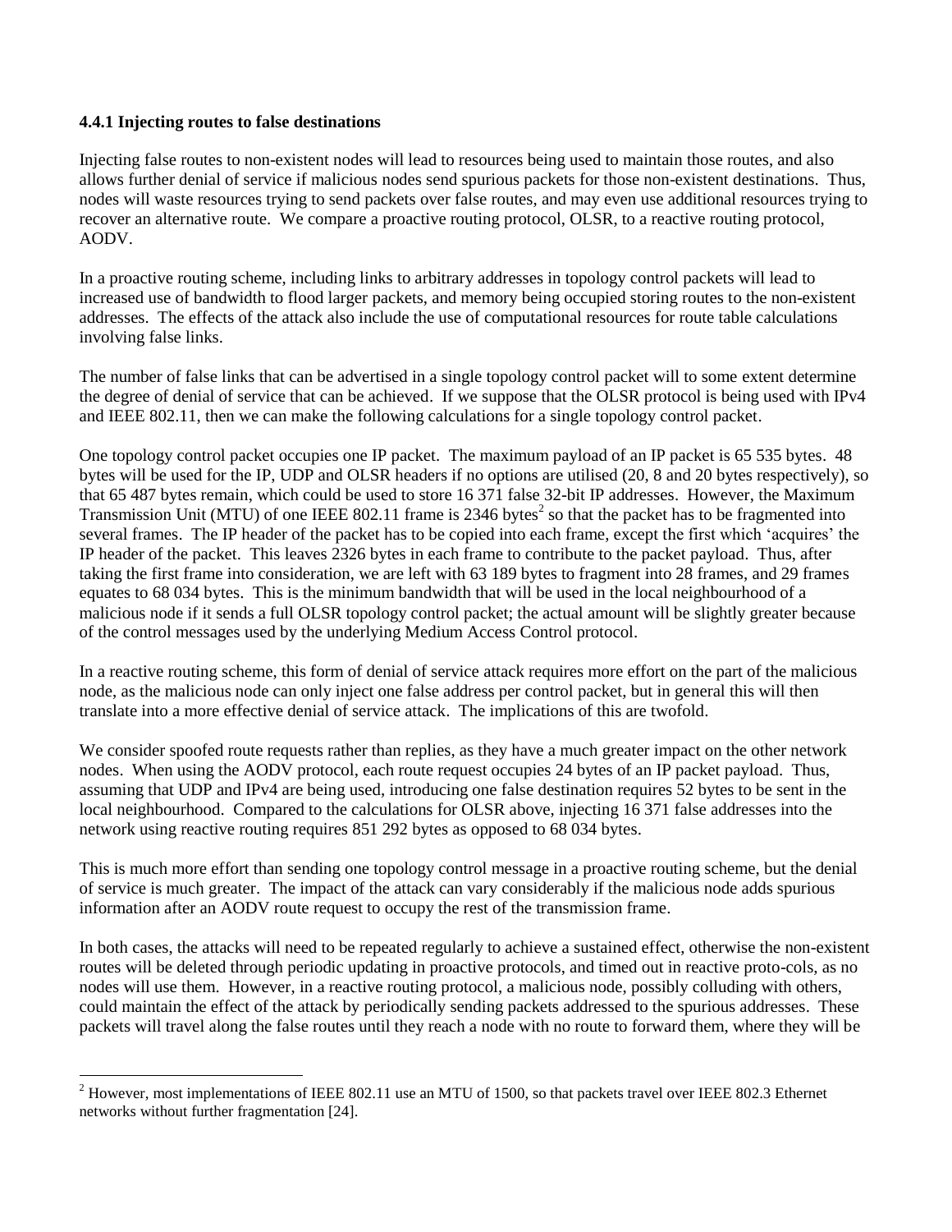### 4.4.1 Injecting routes to false destinations

Injecting false routes to non-existent nodes will lead to resources being used to maintain those routes, and also allows further denial of service if malicious nodes send spurious packets for those non-existent destinations. Thus, nodes will waste resources trying to send packets over false routes, and may even use additional resources trying to recover an alternative route. We compare a proactive routing protocol, OLSR, to a reactive routing protocol, AODV.

In a proactive routing scheme, including links to arbitrary addresses in topology control packets will lead to increased use of bandwidth to flood larger packets, and memory being occupied storing routes to the non-existent addresses. The effects of the attack also include the use of computational resources for route table calculations involving false links.

The number of false links that can be advertised in a single topology control packet will to some extent determine the degree of denial of service that can be achieved. If we suppose that the OLSR protocol is being used with IPv4 and IEEE 802.11, then we can make the following calculations for a single topology control packet.

One topology control packet occupies one IP packet. The maximum payload of an IP packet is 65 535 bytes. 48 bytes will be used for the IP, UDP and OLSR headers if no options are utilised (20, 8 and 20 bytes respectively), so that 65 487 bytes remain, which could be used to store 16 371 false 32-bit IP addresses. However, the Maximum Transmission Unit (MTU) of one IEEE 802.11 frame is 2346 bytes[2] so that the packet has to be fragmented into several frames. The IP header of the packet has to be copied into each frame, except the first which 'acquires' the IP header of the packet. This leaves 2326 bytes in each frame to contribute to the packet payload. Thus, after taking the first frame into consideration, we are left with 63 189 bytes to fragment into 28 frames, and 29 frames equates to 68 034 bytes. This is the minimum bandwidth that will be used in the local neighbourhood of a malicious node if it sends a full OLSR topology control packet; the actual amount will be slightly greater because of the control messages used by the underlying Medium Access Control protocol.

In a reactive routing scheme, this form of denial of service attack requires more effort on the part of the malicious node, as the malicious node can only inject one false address per control packet, but in general this will then translate into a more effective denial of service attack. The implications of this are twofold.

We consider spoofed route requests rather than replies, as they have a much greater impact on the other network nodes. When using the AODV protocol, each route request occupies 24 bytes of an IP packet payload. Thus, assuming that UDP and IPv4 are being used, introducing one false destination requires 52 bytes to be sent in the local neighbourhood. Compared to the calculations for OLSR above, injecting 16 371 false addresses into the network using reactive routing requires 851 292 bytes as opposed to 68 034 bytes.

This is much more effort than sending one topology control message in a proactive routing scheme, but the denial of service is much greater. The impact of the attack can vary considerably if the malicious node adds spurious information after an AODV route request to occupy the rest of the transmission frame.

In both cases, the attacks will need to be repeated regularly to achieve a sustained effect, otherwise the non-existent routes will be deleted through periodic updating in proactive protocols, and timed out in reactive proto-cols, as no nodes will use them. However, in a reactive routing protocol, a malicious node, possibly colluding with others, could maintain the effect of the attack by periodically sending packets addressed to the spurious addresses. These packets will travel along the false routes until they reach a node with no route to forward them, where they will be

[2] However, most implementations of IEEE 802.11 use an MTU of 1500, so that packets travel over IEEE 802.3 Ethernet networks without further fragmentation [24].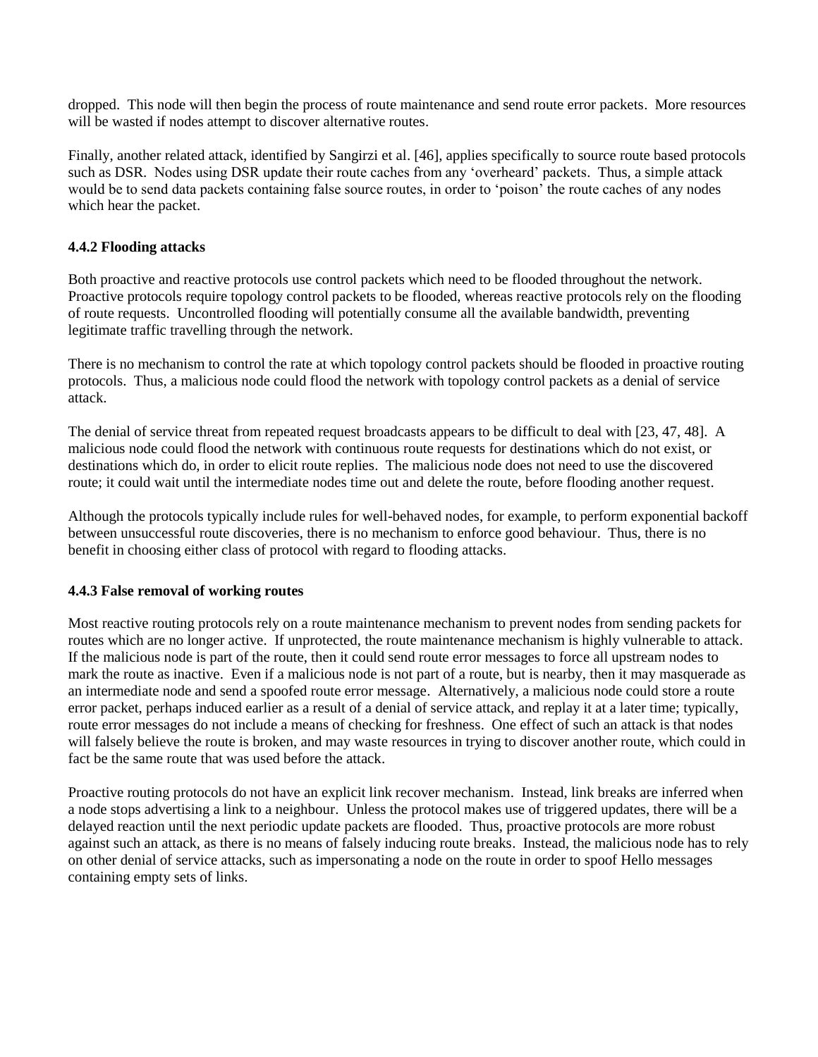dropped. This node will then begin the process of route maintenance and send route error packets. More resources will be wasted if nodes attempt to discover alternative routes.

Finally, another related attack, identified by Sangirzi et al. [46], applies specifically to source route based protocols such as DSR. Nodes using DSR update their route caches from any 'overheard' packets. Thus, a simple attack would be to send data packets containing false source routes, in order to 'poison' the route caches of any nodes which hear the packet.

### 4.4.2 Flooding attacks

Both proactive and reactive protocols use control packets which need to be flooded throughout the network. Proactive protocols require topology control packets to be flooded, whereas reactive protocols rely on the flooding of route requests. Uncontrolled flooding will potentially consume all the available bandwidth, preventing legitimate traffic travelling through the network.

There is no mechanism to control the rate at which topology control packets should be flooded in proactive routing protocols. Thus, a malicious node could flood the network with topology control packets as a denial of service attack.

The denial of service threat from repeated request broadcasts appears to be difficult to deal with [23, 47, 48]. A malicious node could flood the network with continuous route requests for destinations which do not exist, or destinations which do, in order to elicit route replies. The malicious node does not need to use the discovered route; it could wait until the intermediate nodes time out and delete the route, before flooding another request.

Although the protocols typically include rules for well-behaved nodes, for example, to perform exponential backoff between unsuccessful route discoveries, there is no mechanism to enforce good behaviour. Thus, there is no benefit in choosing either class of protocol with regard to flooding attacks.

### 4.4.3 False removal of working routes

Most reactive routing protocols rely on a route maintenance mechanism to prevent nodes from sending packets for routes which are no longer active. If unprotected, the route maintenance mechanism is highly vulnerable to attack. If the malicious node is part of the route, then it could send route error messages to force all upstream nodes to mark the route as inactive. Even if a malicious node is not part of a route, but is nearby, then it may masquerade as an intermediate node and send a spoofed route error message. Alternatively, a malicious node could store a route error packet, perhaps induced earlier as a result of a denial of service attack, and replay it at a later time; typically, route error messages do not include a means of checking for freshness. One effect of such an attack is that nodes will falsely believe the route is broken, and may waste resources in trying to discover another route, which could in fact be the same route that was used before the attack.

Proactive routing protocols do not have an explicit link recover mechanism. Instead, link breaks are inferred when a node stops advertising a link to a neighbour. Unless the protocol makes use of triggered updates, there will be a delayed reaction until the next periodic update packets are flooded. Thus, proactive protocols are more robust against such an attack, as there is no means of falsely inducing route breaks. Instead, the malicious node has to rely on other denial of service attacks, such as impersonating a node on the route in order to spoof Hello messages containing empty sets of links.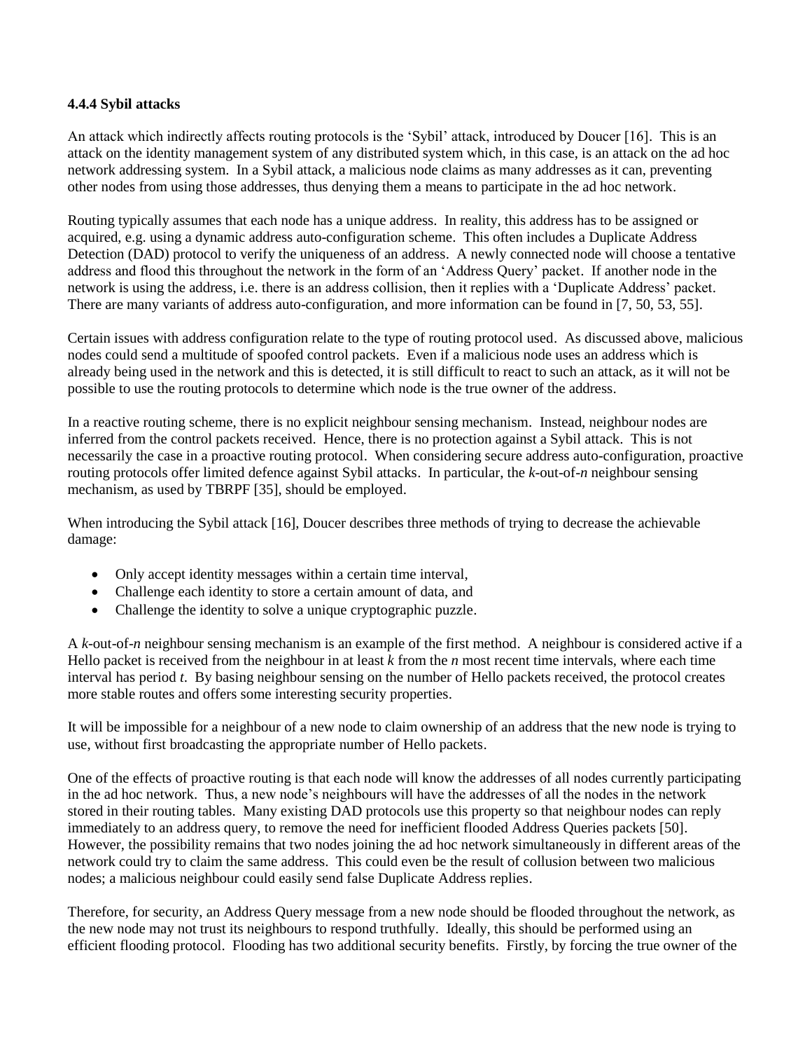#### 4.4.4 Sybil attacks

An attack which indirectly affects routing protocols is the 'Sybil' attack, introduced by Doucer [16]. This is an attack on the identity management system of any distributed system which, in this case, is an attack on the ad hoc network addressing system. In a Sybil attack, a malicious node claims as many addresses as it can, preventing other nodes from using those addresses, thus denying them a means to participate in the ad hoc network.

Routing typically assumes that each node has a unique address. In reality, this address has to be assigned or acquired, e.g. using a dynamic address auto-configuration scheme. This often includes a Duplicate Address Detection (DAD) protocol to verify the uniqueness of an address. A newly connected node will choose a tentative address and flood this throughout the network in the form of an 'Address Query' packet. If another node in the network is using the address, i.e. there is an address collision, then it replies with a 'Duplicate Address' packet. There are many variants of address auto-configuration, and more information can be found in [7, 50, 53, 55].

Certain issues with address configuration relate to the type of routing protocol used. As discussed above, malicious nodes could send a multitude of spoofed control packets. Even if a malicious node uses an address which is already being used in the network and this is detected, it is still difficult to react to such an attack, as it will not be possible to use the routing protocols to determine which node is the true owner of the address.

In a reactive routing scheme, there is no explicit neighbour sensing mechanism. Instead, neighbour nodes are inferred from the control packets received. Hence, there is no protection against a Sybil attack. This is not necessarily the case in a proactive routing protocol. When considering secure address auto-configuration, proactive routing protocols offer limited defence against Sybil attacks. In particular, the $k$-out-of-$n$ neighbour sensing mechanism, as used by TBRPF [35], should be employed.

When introducing the Sybil attack [16], Doucer describes three methods of trying to decrease the achievable damage:

- Only accept identity messages within a certain time interval,
- Challenge each identity to store a certain amount of data, and
- Challenge the identity to solve a unique cryptographic puzzle.

A $k$-out-of-$n$ neighbour sensing mechanism is an example of the first method. A neighbour is considered active if a Hello packet is received from the neighbour in at least $k$ from the $n$ most recent time intervals, where each time interval has period $t$. By basing neighbour sensing on the number of Hello packets received, the protocol creates more stable routes and offers some interesting security properties.

It will be impossible for a neighbour of a new node to claim ownership of an address that the new node is trying to use, without first broadcasting the appropriate number of Hello packets.

One of the effects of proactive routing is that each node will know the addresses of all nodes currently participating in the ad hoc network. Thus, a new node's neighbours will have the addresses of all the nodes in the network stored in their routing tables. Many existing DAD protocols use this property so that neighbour nodes can reply immediately to an address query, to remove the need for inefficient flooded Address Queries packets [50]. However, the possibility remains that two nodes joining the ad hoc network simultaneously in different areas of the network could try to claim the same address. This could even be the result of collusion between two malicious nodes; a malicious neighbour could easily send false Duplicate Address replies.

Therefore, for security, an Address Query message from a new node should be flooded throughout the network, as the new node may not trust its neighbours to respond truthfully. Ideally, this should be performed using an efficient flooding protocol. Flooding has two additional security benefits. Firstly, by forcing the true owner of the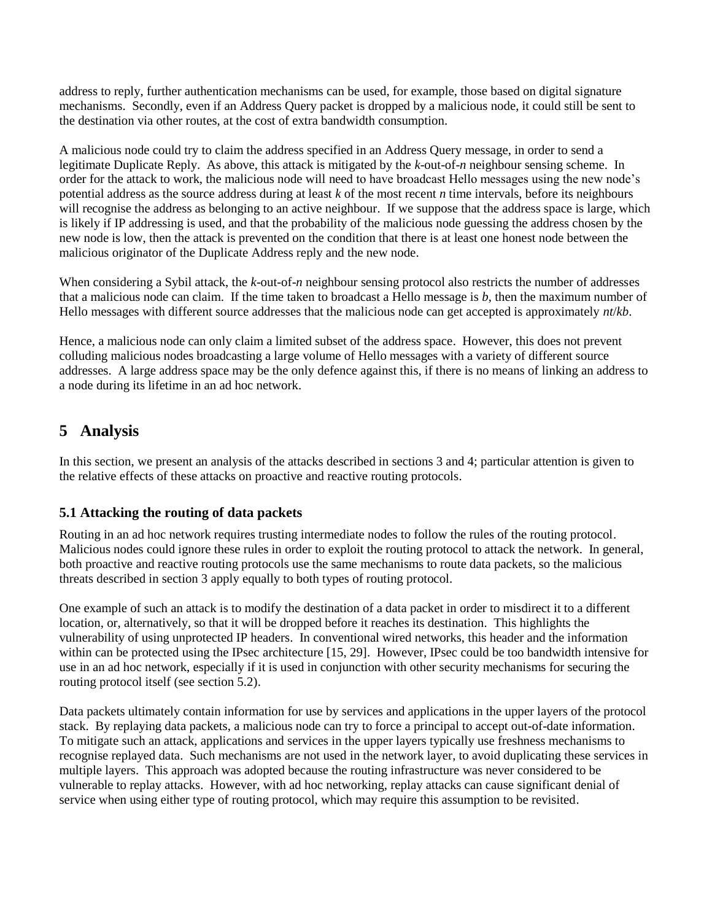address to reply, further authentication mechanisms can be used, for example, those based on digital signature mechanisms. Secondly, even if an Address Query packet is dropped by a malicious node, it could still be sent to the destination via other routes, at the cost of extra bandwidth consumption.

A malicious node could try to claim the address specified in an Address Query message, in order to send a legitimate Duplicate Reply. As above, this attack is mitigated by the $k$-out-of-$n$ neighbour sensing scheme. In order for the attack to work, the malicious node will need to have broadcast Hello messages using the new node's potential address as the source address during at least $k$ of the most recent $n$ time intervals, before its neighbours will recognise the address as belonging to an active neighbour. If we suppose that the address space is large, which is likely if IP addressing is used, and that the probability of the malicious node guessing the address chosen by the new node is low, then the attack is prevented on the condition that there is at least one honest node between the malicious originator of the Duplicate Address reply and the new node.

When considering a Sybil attack, the $k$-out-of-$n$ neighbour sensing protocol also restricts the number of addresses that a malicious node can claim. If the time taken to broadcast a Hello message is $b$, then the maximum number of Hello messages with different source addresses that the malicious node can get accepted is approximately $nt/kb$.

Hence, a malicious node can only claim a limited subset of the address space. However, this does not prevent colluding malicious nodes broadcasting a large volume of Hello messages with a variety of different source addresses. A large address space may be the only defence against this, if there is no means of linking an address to a node during its lifetime in an ad hoc network.

# 5 Analysis

In this section, we present an analysis of the attacks described in sections 3 and 4; particular attention is given to the relative effects of these attacks on proactive and reactive routing protocols.

## 5.1 Attacking the routing of data packets

Routing in an ad hoc network requires trusting intermediate nodes to follow the rules of the routing protocol. Malicious nodes could ignore these rules in order to exploit the routing protocol to attack the network. In general, both proactive and reactive routing protocols use the same mechanisms to route data packets, so the malicious threats described in section 3 apply equally to both types of routing protocol.

One example of such an attack is to modify the destination of a data packet in order to misdirect it to a different location, or, alternatively, so that it will be dropped before it reaches its destination. This highlights the vulnerability of using unprotected IP headers. In conventional wired networks, this header and the information within can be protected using the IPsec architecture [15, 29]. However, IPsec could be too bandwidth intensive for use in an ad hoc network, especially if it is used in conjunction with other security mechanisms for securing the routing protocol itself (see section 5.2).

Data packets ultimately contain information for use by services and applications in the upper layers of the protocol stack. By replaying data packets, a malicious node can try to force a principal to accept out-of-date information. To mitigate such an attack, applications and services in the upper layers typically use freshness mechanisms to recognise replayed data. Such mechanisms are not used in the network layer, to avoid duplicating these services in multiple layers. This approach was adopted because the routing infrastructure was never considered to be vulnerable to replay attacks. However, with ad hoc networking, replay attacks can cause significant denial of service when using either type of routing protocol, which may require this assumption to be revisited.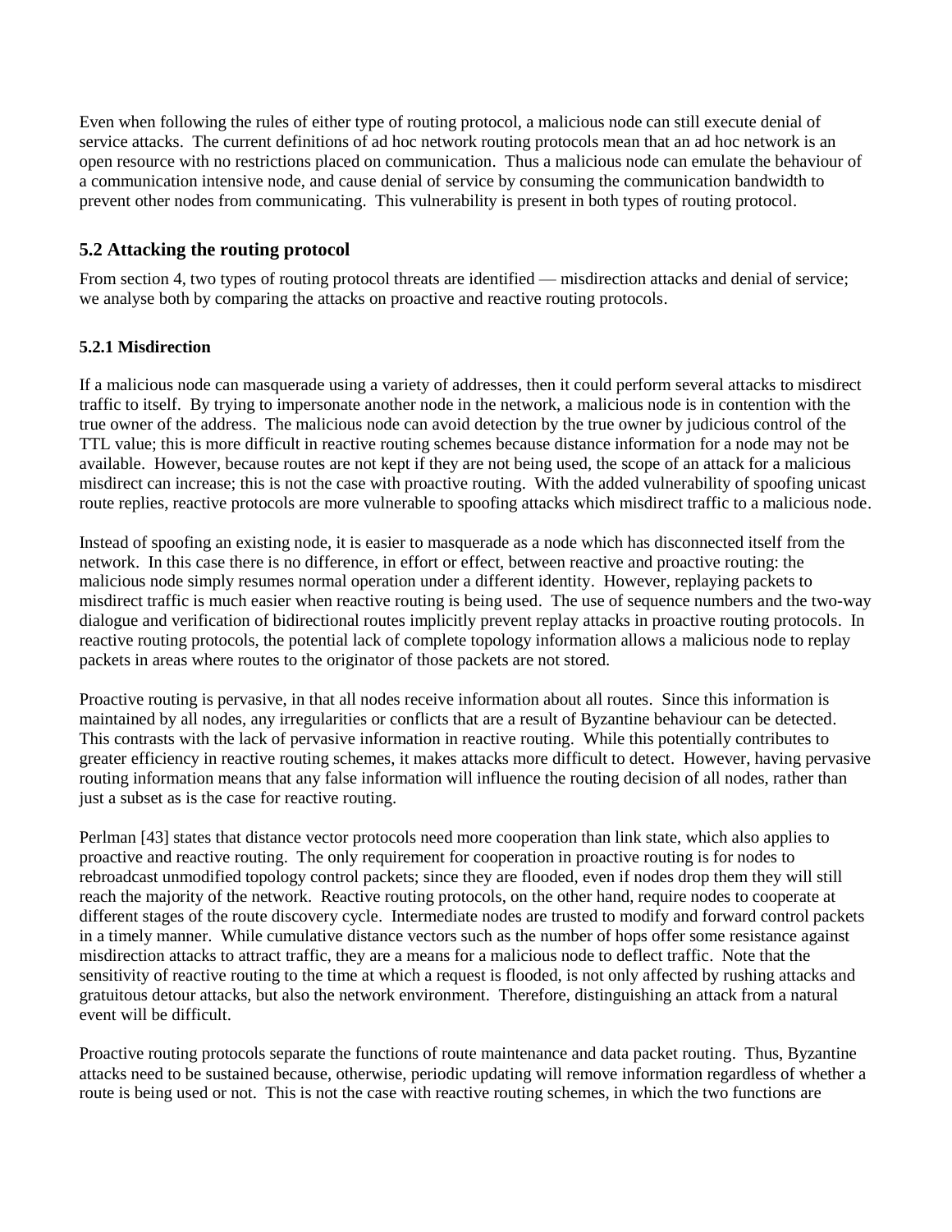Even when following the rules of either type of routing protocol, a malicious node can still execute denial of service attacks. The current definitions of ad hoc network routing protocols mean that an ad hoc network is an open resource with no restrictions placed on communication. Thus a malicious node can emulate the behaviour of a communication intensive node, and cause denial of service by consuming the communication bandwidth to prevent other nodes from communicating. This vulnerability is present in both types of routing protocol.

## 5.2 Attacking the routing protocol

From section 4, two types of routing protocol threats are identified — misdirection attacks and denial of service; we analyse both by comparing the attacks on proactive and reactive routing protocols.

### 5.2.1 Misdirection

If a malicious node can masquerade using a variety of addresses, then it could perform several attacks to misdirect traffic to itself. By trying to impersonate another node in the network, a malicious node is in contention with the true owner of the address. The malicious node can avoid detection by the true owner by judicious control of the TTL value; this is more difficult in reactive routing schemes because distance information for a node may not be available. However, because routes are not kept if they are not being used, the scope of an attack for a malicious misdirect can increase; this is not the case with proactive routing. With the added vulnerability of spoofing unicast route replies, reactive protocols are more vulnerable to spoofing attacks which misdirect traffic to a malicious node.

Instead of spoofing an existing node, it is easier to masquerade as a node which has disconnected itself from the network. In this case there is no difference, in effort or effect, between reactive and proactive routing: the malicious node simply resumes normal operation under a different identity. However, replaying packets to misdirect traffic is much easier when reactive routing is being used. The use of sequence numbers and the two-way dialogue and verification of bidirectional routes implicitly prevent replay attacks in proactive routing protocols. In reactive routing protocols, the potential lack of complete topology information allows a malicious node to replay packets in areas where routes to the originator of those packets are not stored.

Proactive routing is pervasive, in that all nodes receive information about all routes. Since this information is maintained by all nodes, any irregularities or conflicts that are a result of Byzantine behaviour can be detected. This contrasts with the lack of pervasive information in reactive routing. While this potentially contributes to greater efficiency in reactive routing schemes, it makes attacks more difficult to detect. However, having pervasive routing information means that any false information will influence the routing decision of all nodes, rather than just a subset as is the case for reactive routing.

Perlman [43] states that distance vector protocols need more cooperation than link state, which also applies to proactive and reactive routing. The only requirement for cooperation in proactive routing is for nodes to rebroadcast unmodified topology control packets; since they are flooded, even if nodes drop them they will still reach the majority of the network. Reactive routing protocols, on the other hand, require nodes to cooperate at different stages of the route discovery cycle. Intermediate nodes are trusted to modify and forward control packets in a timely manner. While cumulative distance vectors such as the number of hops offer some resistance against misdirection attacks to attract traffic, they are a means for a malicious node to deflect traffic. Note that the sensitivity of reactive routing to the time at which a request is flooded, is not only affected by rushing attacks and gratuitous detour attacks, but also the network environment. Therefore, distinguishing an attack from a natural event will be difficult.

Proactive routing protocols separate the functions of route maintenance and data packet routing. Thus, Byzantine attacks need to be sustained because, otherwise, periodic updating will remove information regardless of whether a route is being used or not. This is not the case with reactive routing schemes, in which the two functions are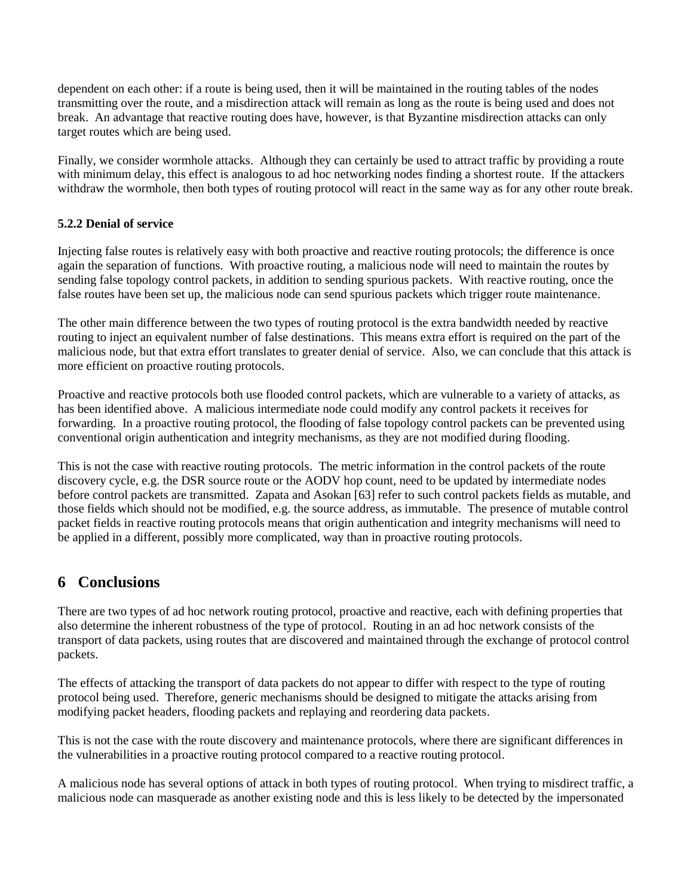dependent on each other: if a route is being used, then it will be maintained in the routing tables of the nodes transmitting over the route, and a misdirection attack will remain as long as the route is being used and does not break. An advantage that reactive routing does have, however, is that Byzantine misdirection attacks can only target routes which are being used.

Finally, we consider wormhole attacks. Although they can certainly be used to attract traffic by providing a route with minimum delay, this effect is analogous to ad hoc networking nodes finding a shortest route. If the attackers withdraw the wormhole, then both types of routing protocol will react in the same way as for any other route break.

#### 5.2.2 Denial of service

Injecting false routes is relatively easy with both proactive and reactive routing protocols; the difference is once again the separation of functions. With proactive routing, a malicious node will need to maintain the routes by sending false topology control packets, in addition to sending spurious packets. With reactive routing, once the false routes have been set up, the malicious node can send spurious packets which trigger route maintenance.

The other main difference between the two types of routing protocol is the extra bandwidth needed by reactive routing to inject an equivalent number of false destinations. This means extra effort is required on the part of the malicious node, but that extra effort translates to greater denial of service. Also, we can conclude that this attack is more efficient on proactive routing protocols.

Proactive and reactive protocols both use flooded control packets, which are vulnerable to a variety of attacks, as has been identified above. A malicious intermediate node could modify any control packets it receives for forwarding. In a proactive routing protocol, the flooding of false topology control packets can be prevented using conventional origin authentication and integrity mechanisms, as they are not modified during flooding.

This is not the case with reactive routing protocols. The metric information in the control packets of the route discovery cycle, e.g. the DSR source route or the AODV hop count, need to be updated by intermediate nodes before control packets are transmitted. Zapata and Asokan [63] refer to such control packets fields as mutable, and those fields which should not be modified, e.g. the source address, as immutable. The presence of mutable control packet fields in reactive routing protocols means that origin authentication and integrity mechanisms will need to be applied in a different, possibly more complicated, way than in proactive routing protocols.

## 6 Conclusions

There are two types of ad hoc network routing protocol, proactive and reactive, each with defining properties that also determine the inherent robustness of the type of protocol. Routing in an ad hoc network consists of the transport of data packets, using routes that are discovered and maintained through the exchange of protocol control packets.

The effects of attacking the transport of data packets do not appear to differ with respect to the type of routing protocol being used. Therefore, generic mechanisms should be designed to mitigate the attacks arising from modifying packet headers, flooding packets and replaying and reordering data packets.

This is not the case with the route discovery and maintenance protocols, where there are significant differences in the vulnerabilities in a proactive routing protocol compared to a reactive routing protocol.

A malicious node has several options of attack in both types of routing protocol. When trying to misdirect traffic, a malicious node can masquerade as another existing node and this is less likely to be detected by the impersonated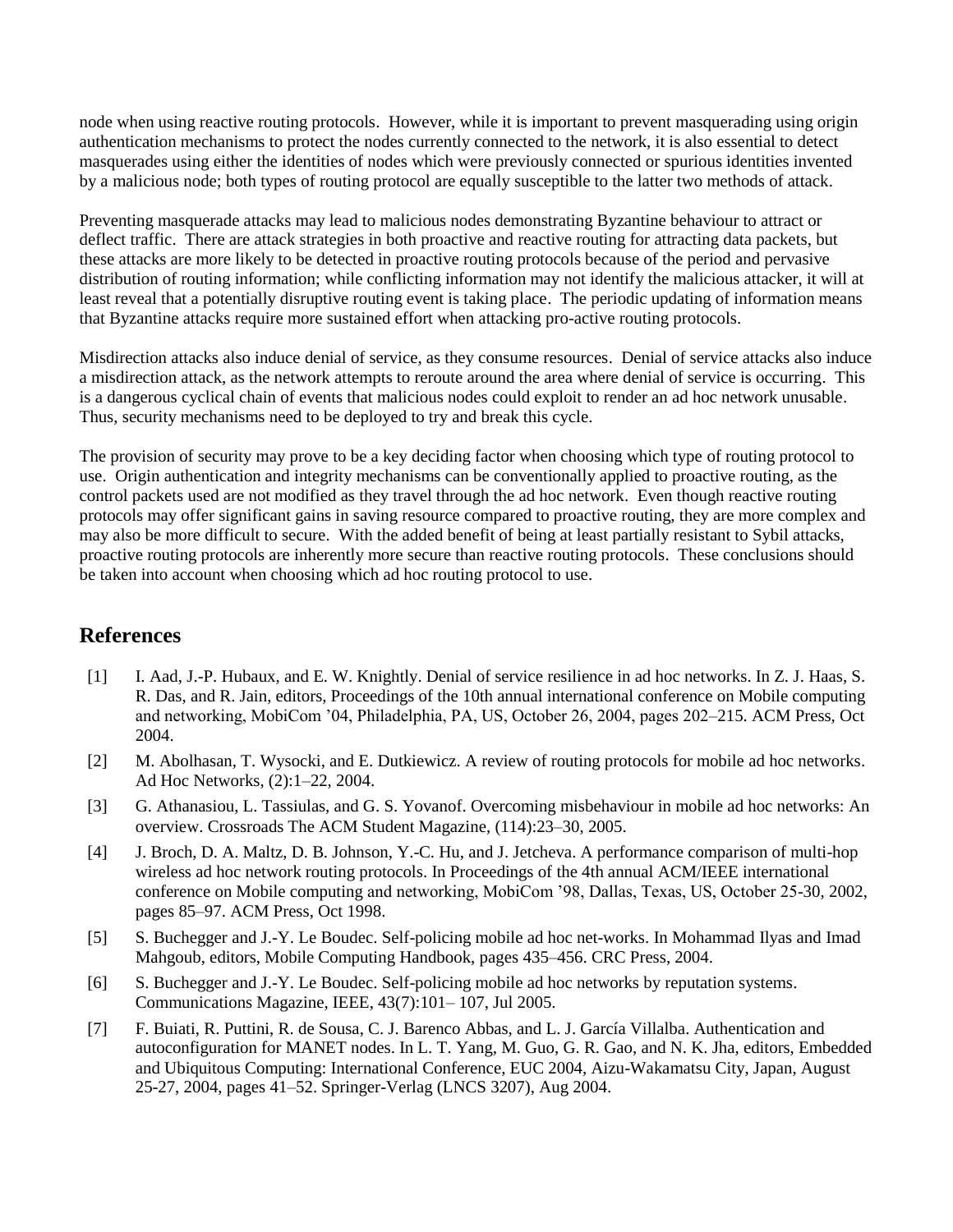node when using reactive routing protocols. However, while it is important to prevent masquerading using origin authentication mechanisms to protect the nodes currently connected to the network, it is also essential to detect masquerades using either the identities of nodes which were previously connected or spurious identities invented by a malicious node; both types of routing protocol are equally susceptible to the latter two methods of attack.

Preventing masquerade attacks may lead to malicious nodes demonstrating Byzantine behaviour to attract or deflect traffic. There are attack strategies in both proactive and reactive routing for attracting data packets, but these attacks are more likely to be detected in proactive routing protocols because of the period and pervasive distribution of routing information; while conflicting information may not identify the malicious attacker, it will at least reveal that a potentially disruptive routing event is taking place. The periodic updating of information means that Byzantine attacks require more sustained effort when attacking pro-active routing protocols.

Misdirection attacks also induce denial of service, as they consume resources. Denial of service attacks also induce a misdirection attack, as the network attempts to reroute around the area where denial of service is occurring. This is a dangerous cyclical chain of events that malicious nodes could exploit to render an ad hoc network unusable. Thus, security mechanisms need to be deployed to try and break this cycle.

The provision of security may prove to be a key deciding factor when choosing which type of routing protocol to use. Origin authentication and integrity mechanisms can be conventionally applied to proactive routing, as the control packets used are not modified as they travel through the ad hoc network. Even though reactive routing protocols may offer significant gains in saving resource compared to proactive routing, they are more complex and may also be more difficult to secure. With the added benefit of being at least partially resistant to Sybil attacks, proactive routing protocols are inherently more secure than reactive routing protocols. These conclusions should be taken into account when choosing which ad hoc routing protocol to use.

## References

[1] I. Aad, J.-P. Hubaux, and E. W. Knightly. Denial of service resilience in ad hoc networks. In Z. J. Haas, S. R. Das, and R. Jain, editors, Proceedings of the 10th annual international conference on Mobile computing and networking, MobiCom '04, Philadelphia, PA, US, October 26, 2004, pages 202–215. ACM Press, Oct 2004.

[2] M. Abolhasan, T. Wysocki, and E. Dutkiewicz. A review of routing protocols for mobile ad hoc networks. Ad Hoc Networks, (2):1–22, 2004.

[3] G. Athanasiou, L. Tassiulas, and G. S. Yovanof. Overcoming misbehaviour in mobile ad hoc networks: An overview. Crossroads The ACM Student Magazine, (114):23–30, 2005.

[4] J. Broch, D. A. Maltz, D. B. Johnson, Y.-C. Hu, and J. Jetcheva. A performance comparison of multi-hop wireless ad hoc network routing protocols. In Proceedings of the 4th annual ACM/IEEE international conference on Mobile computing and networking, MobiCom '98, Dallas, Texas, US, October 25-30, 2002, pages 85–97. ACM Press, Oct 1998.

[5] S. Buchegger and J.-Y. Le Boudec. Self-policing mobile ad hoc net-works. In Mohammad Ilyas and Imad Mahgoub, editors, Mobile Computing Handbook, pages 435–456. CRC Press, 2004.

[6] S. Buchegger and J.-Y. Le Boudec. Self-policing mobile ad hoc networks by reputation systems. Communications Magazine, IEEE, 43(7):101– 107, Jul 2005.

[7] F. Buiati, R. Puttini, R. de Sousa, C. J. Barenco Abbas, and L. J. García Villalba. Authentication and autoconfiguration for MANET nodes. In L. T. Yang, M. Guo, G. R. Gao, and N. K. Jha, editors, Embedded and Ubiquitous Computing: International Conference, EUC 2004, Aizu-Wakamatsu City, Japan, August 25-27, 2004, pages 41–52. Springer-Verlag (LNCS 3207), Aug 2004.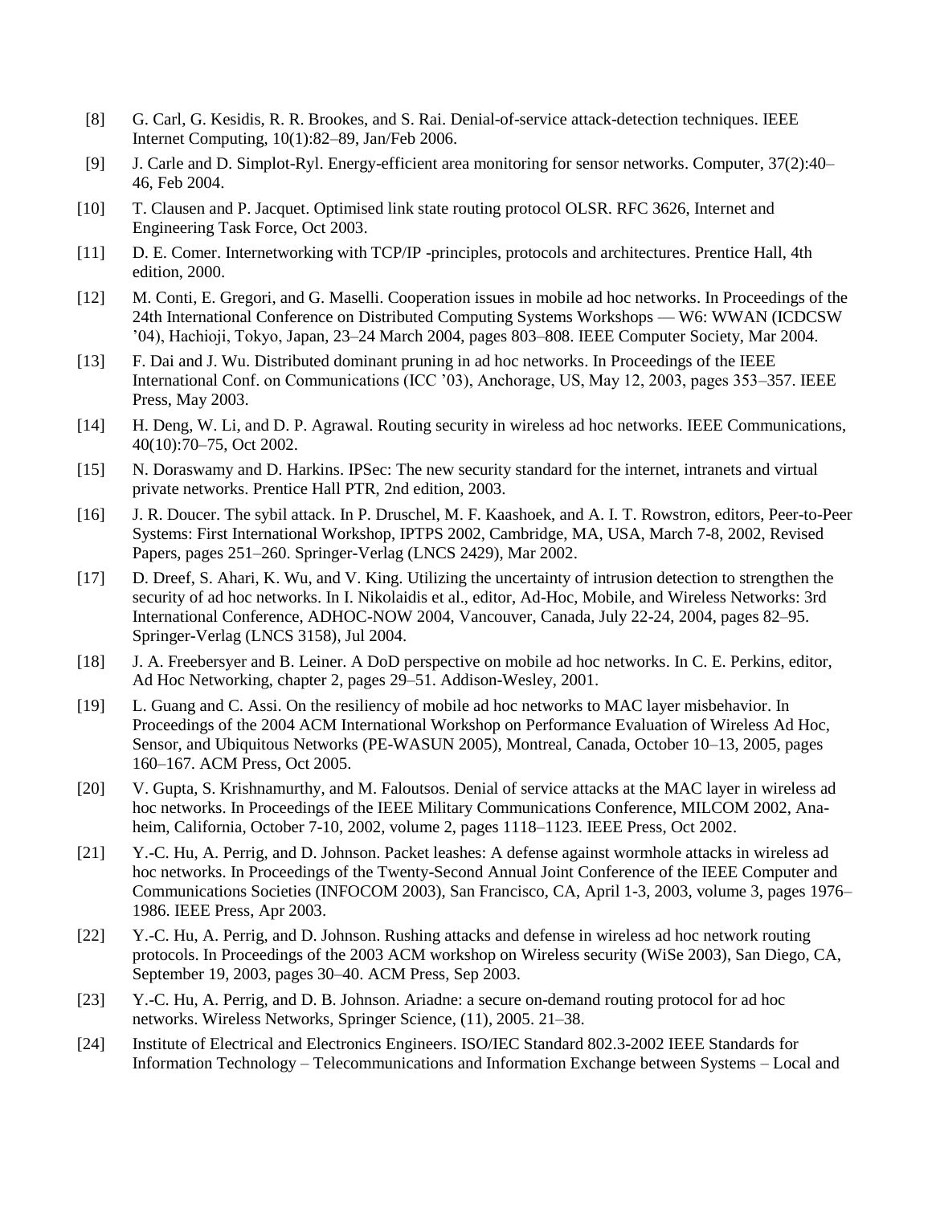[8] G. Carl, G. Kesidis, R. R. Brookes, and S. Rai. Denial-of-service attack-detection techniques. IEEE Internet Computing, 10(1):82–89, Jan/Feb 2006.

[9] J. Carle and D. Simplot-Ryl. Energy-efficient area monitoring for sensor networks. Computer, 37(2):40–46, Feb 2004.

[10] T. Clausen and P. Jacquet. Optimised link state routing protocol OLSR. RFC 3626, Internet and Engineering Task Force, Oct 2003.

[11] D. E. Comer. Internetworking with TCP/IP -principles, protocols and architectures. Prentice Hall, 4th edition, 2000.

[12] M. Conti, E. Gregori, and G. Maselli. Cooperation issues in mobile ad hoc networks. In Proceedings of the 24th International Conference on Distributed Computing Systems Workshops — W6: WWAN (ICDCSW '04), Hachioji, Tokyo, Japan, 23–24 March 2004, pages 803–808. IEEE Computer Society, Mar 2004.

[13] F. Dai and J. Wu. Distributed dominant pruning in ad hoc networks. In Proceedings of the IEEE International Conf. on Communications (ICC '03), Anchorage, US, May 12, 2003, pages 353–357. IEEE Press, May 2003.

[14] H. Deng, W. Li, and D. P. Agrawal. Routing security in wireless ad hoc networks. IEEE Communications, 40(10):70–75, Oct 2002.

[15] N. Doraswamy and D. Harkins. IPSec: The new security standard for the internet, intranets and virtual private networks. Prentice Hall PTR, 2nd edition, 2003.

[16] J. R. Doucer. The sybil attack. In P. Druschel, M. F. Kaashoek, and A. I. T. Rowstron, editors, Peer-to-Peer Systems: First International Workshop, IPTPS 2002, Cambridge, MA, USA, March 7-8, 2002, Revised Papers, pages 251–260. Springer-Verlag (LNCS 2429), Mar 2002.

[17] D. Dreef, S. Ahari, K. Wu, and V. King. Utilizing the uncertainty of intrusion detection to strengthen the security of ad hoc networks. In I. Nikolaidis et al., editor, Ad-Hoc, Mobile, and Wireless Networks: 3rd International Conference, ADHOC-NOW 2004, Vancouver, Canada, July 22-24, 2004, pages 82–95. Springer-Verlag (LNCS 3158), Jul 2004.

[18] J. A. Freebersyer and B. Leiner. A DoD perspective on mobile ad hoc networks. In C. E. Perkins, editor, Ad Hoc Networking, chapter 2, pages 29–51. Addison-Wesley, 2001.

[19] L. Guang and C. Assi. On the resiliency of mobile ad hoc networks to MAC layer misbehavior. In Proceedings of the 2004 ACM International Workshop on Performance Evaluation of Wireless Ad Hoc, Sensor, and Ubiquitous Networks (PE-WASUN 2005), Montreal, Canada, October 10–13, 2005, pages 160–167. ACM Press, Oct 2005.

[20] V. Gupta, S. Krishnamurthy, and M. Faloutsos. Denial of service attacks at the MAC layer in wireless ad hoc networks. In Proceedings of the IEEE Military Communications Conference, MILCOM 2002, Anaheim, California, October 7-10, 2002, volume 2, pages 1118–1123. IEEE Press, Oct 2002.

[21] Y.-C. Hu, A. Perrig, and D. Johnson. Packet leashes: A defense against wormhole attacks in wireless ad hoc networks. In Proceedings of the Twenty-Second Annual Joint Conference of the IEEE Computer and Communications Societies (INFOCOM 2003), San Francisco, CA, April 1-3, 2003, volume 3, pages 1976–1986. IEEE Press, Apr 2003.

[22] Y.-C. Hu, A. Perrig, and D. Johnson. Rushing attacks and defense in wireless ad hoc network routing protocols. In Proceedings of the 2003 ACM workshop on Wireless security (WiSe 2003), San Diego, CA, September 19, 2003, pages 30–40. ACM Press, Sep 2003.

[23] Y.-C. Hu, A. Perrig, and D. B. Johnson. Ariadne: a secure on-demand routing protocol for ad hoc networks. Wireless Networks, Springer Science, (11), 2005. 21–38.

[24] Institute of Electrical and Electronics Engineers. ISO/IEC Standard 802.3-2002 IEEE Standards for Information Technology – Telecommunications and Information Exchange between Systems – Local and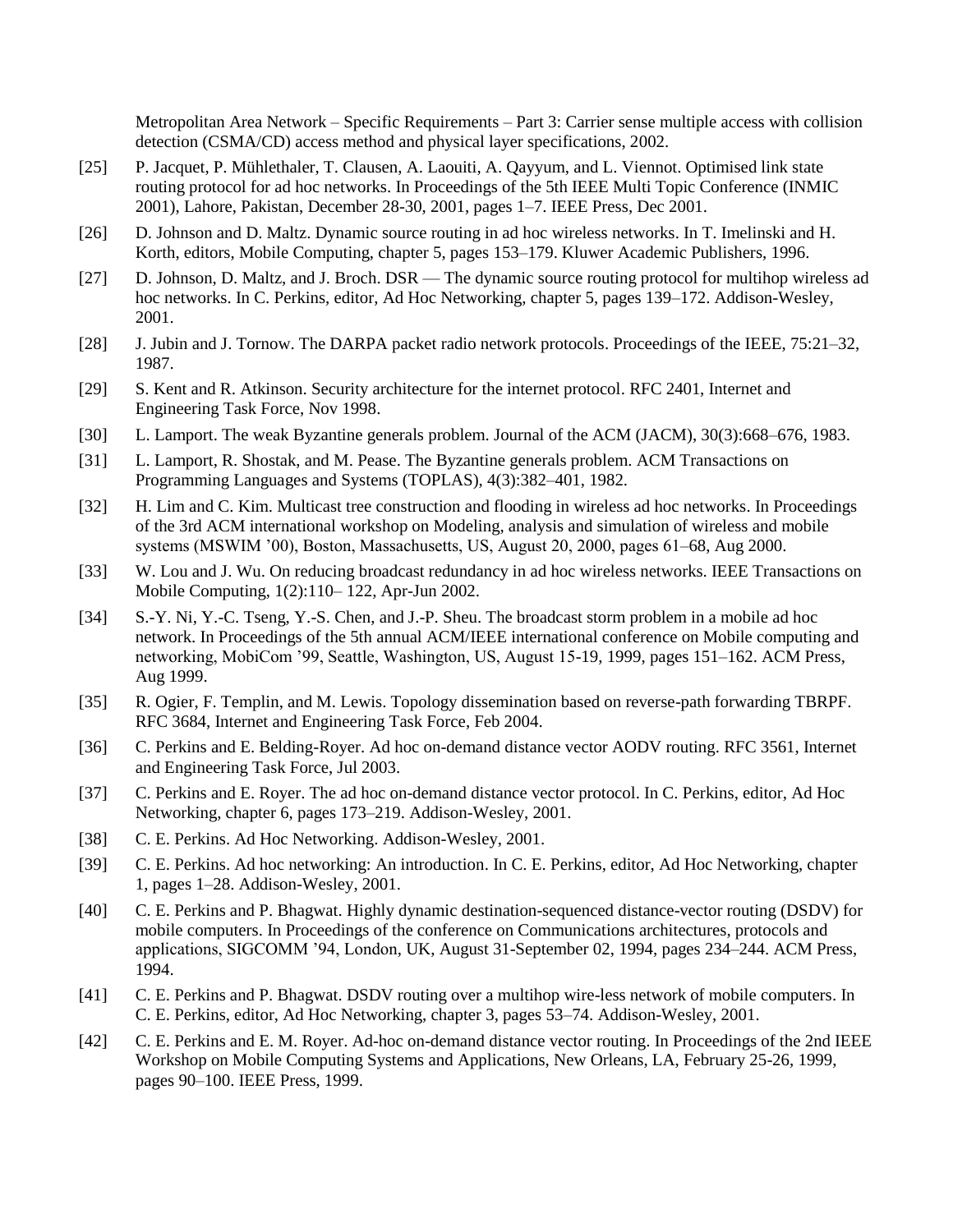Metropolitan Area Network – Specific Requirements – Part 3: Carrier sense multiple access with collision detection (CSMA/CD) access method and physical layer specifications, 2002.

[25] P. Jacquet, P. Mühlethaler, T. Clausen, A. Laouiti, A. Qayyum, and L. Viennot. Optimised link state routing protocol for ad hoc networks. In Proceedings of the 5th IEEE Multi Topic Conference (INMIC 2001), Lahore, Pakistan, December 28-30, 2001, pages 1–7. IEEE Press, Dec 2001.

[26] D. Johnson and D. Maltz. Dynamic source routing in ad hoc wireless networks. In T. Imelinski and H. Korth, editors, Mobile Computing, chapter 5, pages 153–179. Kluwer Academic Publishers, 1996.

[27] D. Johnson, D. Maltz, and J. Broch. DSR — The dynamic source routing protocol for multihop wireless ad hoc networks. In C. Perkins, editor, Ad Hoc Networking, chapter 5, pages 139–172. Addison-Wesley, 2001.

[28] J. Jubin and J. Tornow. The DARPA packet radio network protocols. Proceedings of the IEEE, 75:21–32, 1987.

[29] S. Kent and R. Atkinson. Security architecture for the internet protocol. RFC 2401, Internet and Engineering Task Force, Nov 1998.

[30] L. Lamport. The weak Byzantine generals problem. Journal of the ACM (JACM), 30(3):668–676, 1983.

[31] L. Lamport, R. Shostak, and M. Pease. The Byzantine generals problem. ACM Transactions on Programming Languages and Systems (TOPLAS), 4(3):382–401, 1982.

[32] H. Lim and C. Kim. Multicast tree construction and flooding in wireless ad hoc networks. In Proceedings of the 3rd ACM international workshop on Modeling, analysis and simulation of wireless and mobile systems (MSWIM '00), Boston, Massachusetts, US, August 20, 2000, pages 61–68, Aug 2000.

[33] W. Lou and J. Wu. On reducing broadcast redundancy in ad hoc wireless networks. IEEE Transactions on Mobile Computing, 1(2):110– 122, Apr-Jun 2002.

[34] S.-Y. Ni, Y.-C. Tseng, Y.-S. Chen, and J.-P. Sheu. The broadcast storm problem in a mobile ad hoc network. In Proceedings of the 5th annual ACM/IEEE international conference on Mobile computing and networking, MobiCom '99, Seattle, Washington, US, August 15-19, 1999, pages 151–162. ACM Press, Aug 1999.

[35] R. Ogier, F. Templin, and M. Lewis. Topology dissemination based on reverse-path forwarding TBRPF. RFC 3684, Internet and Engineering Task Force, Feb 2004.

[36] C. Perkins and E. Belding-Royer. Ad hoc on-demand distance vector AODV routing. RFC 3561, Internet and Engineering Task Force, Jul 2003.

[37] C. Perkins and E. Royer. The ad hoc on-demand distance vector protocol. In C. Perkins, editor, Ad Hoc Networking, chapter 6, pages 173–219. Addison-Wesley, 2001.

[38] C. E. Perkins. Ad Hoc Networking. Addison-Wesley, 2001.

[39] C. E. Perkins. Ad hoc networking: An introduction. In C. E. Perkins, editor, Ad Hoc Networking, chapter 1, pages 1–28. Addison-Wesley, 2001.

[40] C. E. Perkins and P. Bhagwat. Highly dynamic destination-sequenced distance-vector routing (DSDV) for mobile computers. In Proceedings of the conference on Communications architectures, protocols and applications, SIGCOMM '94, London, UK, August 31-September 02, 1994, pages 234–244. ACM Press, 1994.

[41] C. E. Perkins and P. Bhagwat. DSDV routing over a multihop wire-less network of mobile computers. In C. E. Perkins, editor, Ad Hoc Networking, chapter 3, pages 53–74. Addison-Wesley, 2001.

[42] C. E. Perkins and E. M. Royer. Ad-hoc on-demand distance vector routing. In Proceedings of the 2nd IEEE Workshop on Mobile Computing Systems and Applications, New Orleans, LA, February 25-26, 1999, pages 90–100. IEEE Press, 1999.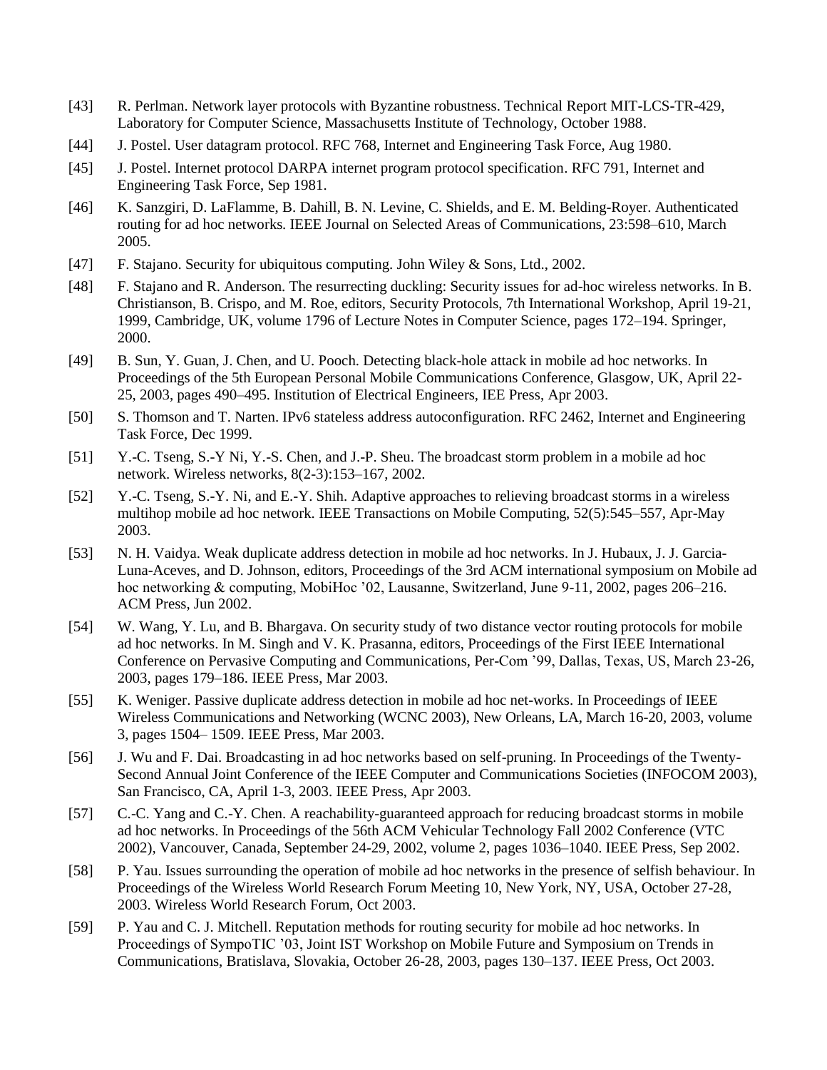[43] R. Perlman. Network layer protocols with Byzantine robustness. Technical Report MIT-LCS-TR-429, Laboratory for Computer Science, Massachusetts Institute of Technology, October 1988.

[44] J. Postel. User datagram protocol. RFC 768, Internet and Engineering Task Force, Aug 1980.

[45] J. Postel. Internet protocol DARPA internet program protocol specification. RFC 791, Internet and Engineering Task Force, Sep 1981.

[46] K. Sanzgiri, D. LaFlamme, B. Dahill, B. N. Levine, C. Shields, and E. M. Belding-Royer. Authenticated routing for ad hoc networks. IEEE Journal on Selected Areas of Communications, 23:598–610, March 2005.

[47] F. Stajano. Security for ubiquitous computing. John Wiley & Sons, Ltd., 2002.

[48] F. Stajano and R. Anderson. The resurrecting duckling: Security issues for ad-hoc wireless networks. In B. Christianson, B. Crispo, and M. Roe, editors, Security Protocols, 7th International Workshop, April 19-21, 1999, Cambridge, UK, volume 1796 of Lecture Notes in Computer Science, pages 172–194. Springer, 2000.

[49] B. Sun, Y. Guan, J. Chen, and U. Pooch. Detecting black-hole attack in mobile ad hoc networks. In Proceedings of the 5th European Personal Mobile Communications Conference, Glasgow, UK, April 22-25, 2003, pages 490–495. Institution of Electrical Engineers, IEE Press, Apr 2003.

[50] S. Thomson and T. Narten. IPv6 stateless address autoconfiguration. RFC 2462, Internet and Engineering Task Force, Dec 1999.

[51] Y.-C. Tseng, S.-Y Ni, Y.-S. Chen, and J.-P. Sheu. The broadcast storm problem in a mobile ad hoc network. Wireless networks, 8(2-3):153–167, 2002.

[52] Y.-C. Tseng, S.-Y. Ni, and E.-Y. Shih. Adaptive approaches to relieving broadcast storms in a wireless multihop mobile ad hoc network. IEEE Transactions on Mobile Computing, 52(5):545–557, Apr-May 2003.

[53] N. H. Vaidya. Weak duplicate address detection in mobile ad hoc networks. In J. Hubaux, J. J. Garcia-Luna-Aceves, and D. Johnson, editors, Proceedings of the 3rd ACM international symposium on Mobile ad hoc networking & computing, MobiHoc '02, Lausanne, Switzerland, June 9-11, 2002, pages 206–216. ACM Press, Jun 2002.

[54] W. Wang, Y. Lu, and B. Bhargava. On security study of two distance vector routing protocols for mobile ad hoc networks. In M. Singh and V. K. Prasanna, editors, Proceedings of the First IEEE International Conference on Pervasive Computing and Communications, Per-Com '99, Dallas, Texas, US, March 23-26, 2003, pages 179–186. IEEE Press, Mar 2003.

[55] K. Weniger. Passive duplicate address detection in mobile ad hoc net-works. In Proceedings of IEEE Wireless Communications and Networking (WCNC 2003), New Orleans, LA, March 16-20, 2003, volume 3, pages 1504– 1509. IEEE Press, Mar 2003.

[56] J. Wu and F. Dai. Broadcasting in ad hoc networks based on self-pruning. In Proceedings of the Twenty-Second Annual Joint Conference of the IEEE Computer and Communications Societies (INFOCOM 2003), San Francisco, CA, April 1-3, 2003. IEEE Press, Apr 2003.

[57] C.-C. Yang and C.-Y. Chen. A reachability-guaranteed approach for reducing broadcast storms in mobile ad hoc networks. In Proceedings of the 56th ACM Vehicular Technology Fall 2002 Conference (VTC 2002), Vancouver, Canada, September 24-29, 2002, volume 2, pages 1036–1040. IEEE Press, Sep 2002.

[58] P. Yau. Issues surrounding the operation of mobile ad hoc networks in the presence of selfish behaviour. In Proceedings of the Wireless World Research Forum Meeting 10, New York, NY, USA, October 27-28, 2003. Wireless World Research Forum, Oct 2003.

[59] P. Yau and C. J. Mitchell. Reputation methods for routing security for mobile ad hoc networks. In Proceedings of SympoTIC '03, Joint IST Workshop on Mobile Future and Symposium on Trends in Communications, Bratislava, Slovakia, October 26-28, 2003, pages 130–137. IEEE Press, Oct 2003.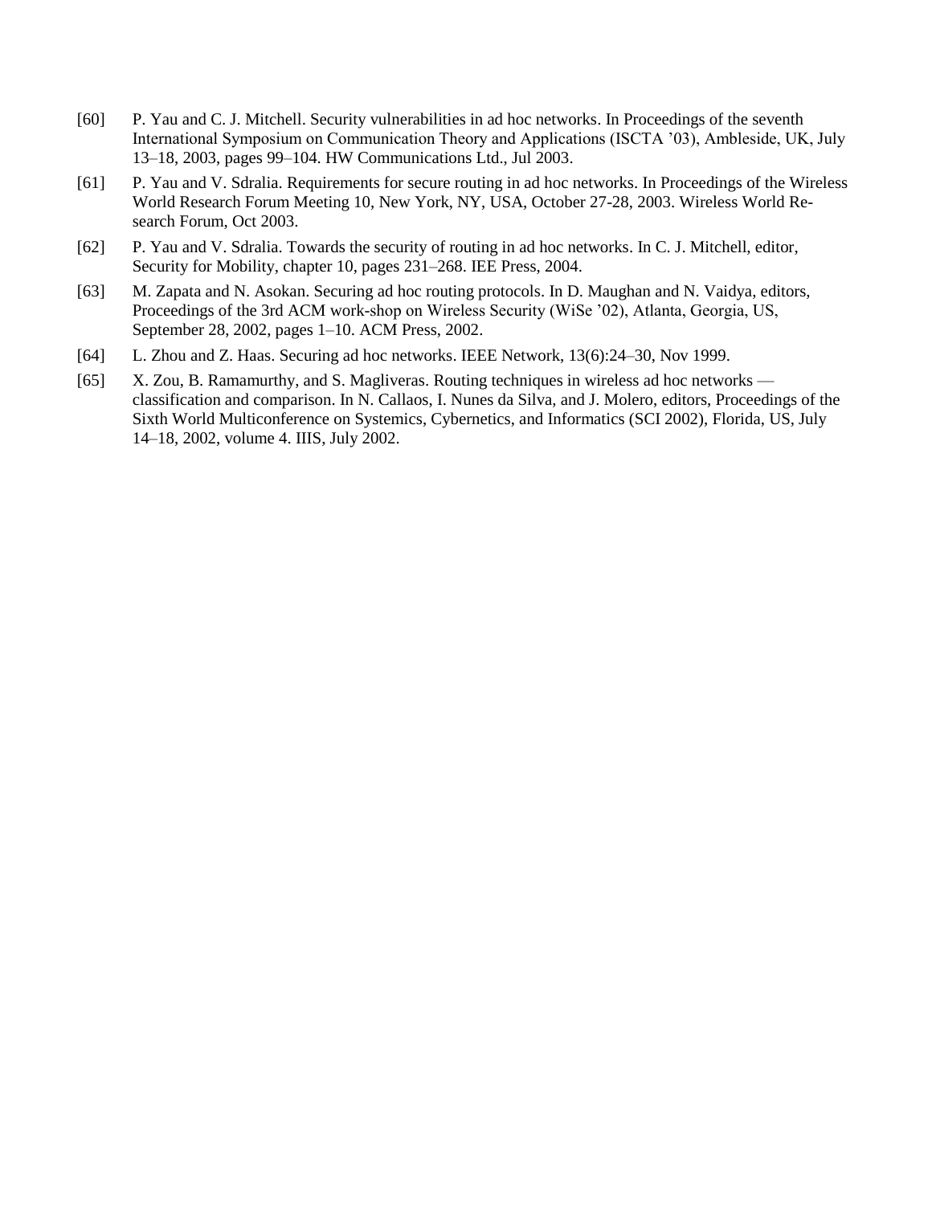[60] P. Yau and C. J. Mitchell. Security vulnerabilities in ad hoc networks. In Proceedings of the seventh International Symposium on Communication Theory and Applications (ISCTA '03), Ambleside, UK, July 13–18, 2003, pages 99–104. HW Communications Ltd., Jul 2003.

[61] P. Yau and V. Sdralia. Requirements for secure routing in ad hoc networks. In Proceedings of the Wireless World Research Forum Meeting 10, New York, NY, USA, October 27-28, 2003. Wireless World Research Forum, Oct 2003.

[62] P. Yau and V. Sdralia. Towards the security of routing in ad hoc networks. In C. J. Mitchell, editor, Security for Mobility, chapter 10, pages 231–268. IEE Press, 2004.

[63] M. Zapata and N. Asokan. Securing ad hoc routing protocols. In D. Maughan and N. Vaidya, editors, Proceedings of the 3rd ACM work-shop on Wireless Security (WiSe '02), Atlanta, Georgia, US, September 28, 2002, pages 1–10. ACM Press, 2002.

[64] L. Zhou and Z. Haas. Securing ad hoc networks. IEEE Network, 13(6):24–30, Nov 1999.

[65] X. Zou, B. Ramamurthy, and S. Magliveras. Routing techniques in wireless ad hoc networks — classification and comparison. In N. Callaos, I. Nunes da Silva, and J. Molero, editors, Proceedings of the Sixth World Multiconference on Systemics, Cybernetics, and Informatics (SCI 2002), Florida, US, July 14–18, 2002, volume 4. IIIS, July 2002.